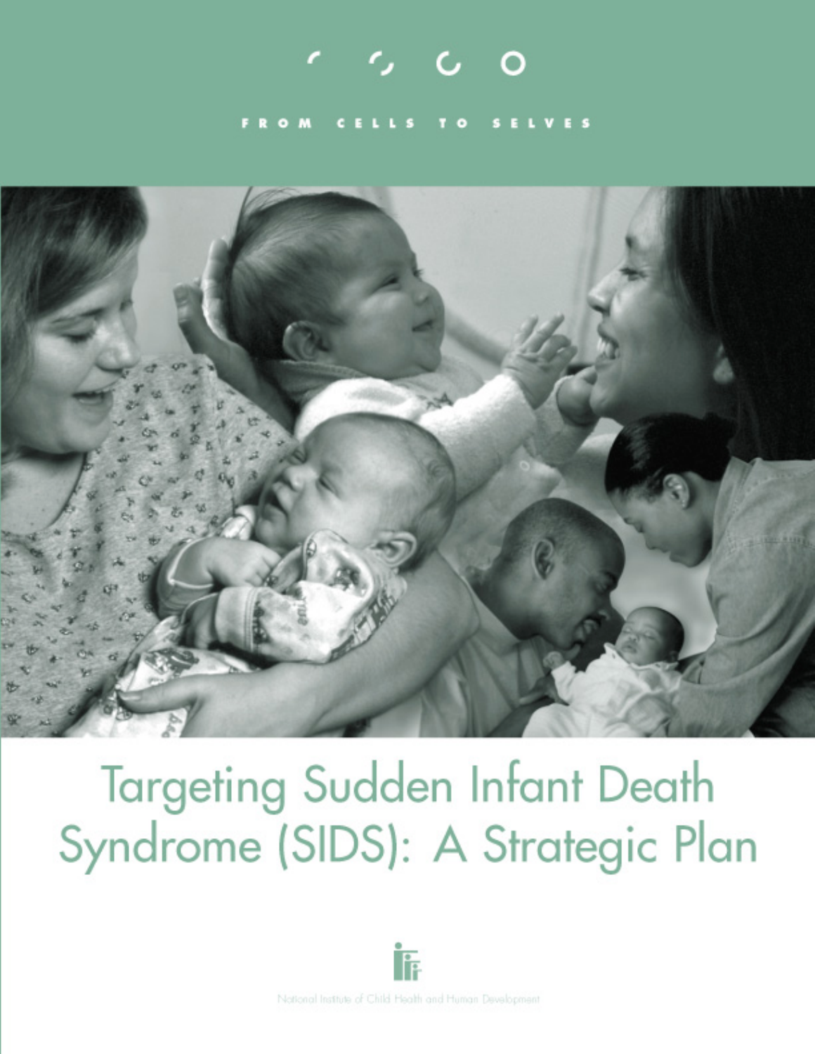FROM CELLS TO SELVES

# Targeting Sudden Infant Death Syndrome (SIDS): A Strategic Plan

National Institute of Child Health and Human Development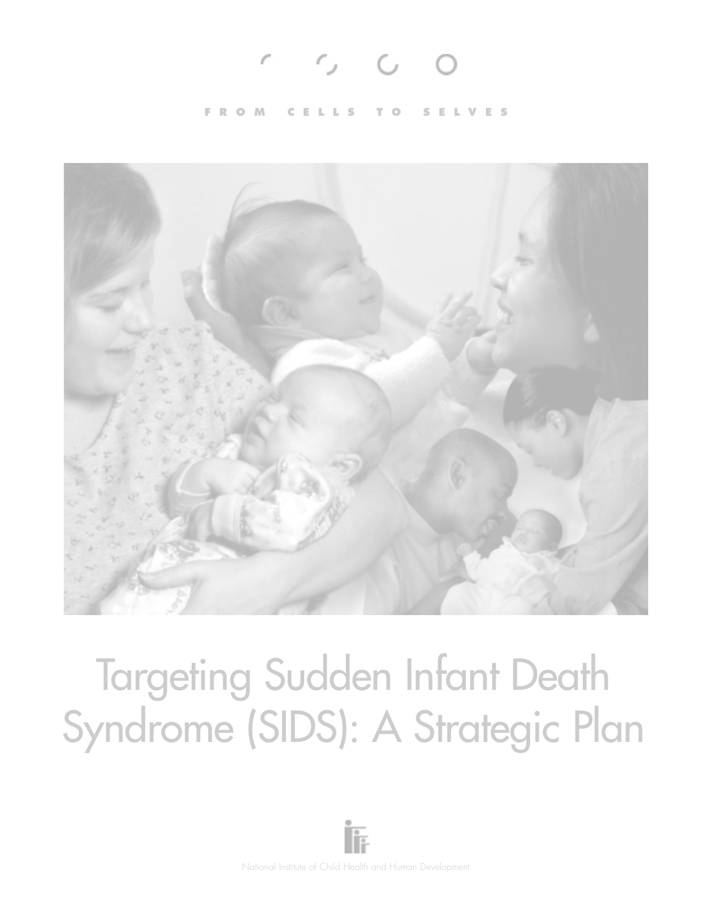FROM CELLS TO SELVES

# Targeting Sudden Infant Death Syndrome (SIDS): A Strategic Plan

National Institute of Child Health and Human Development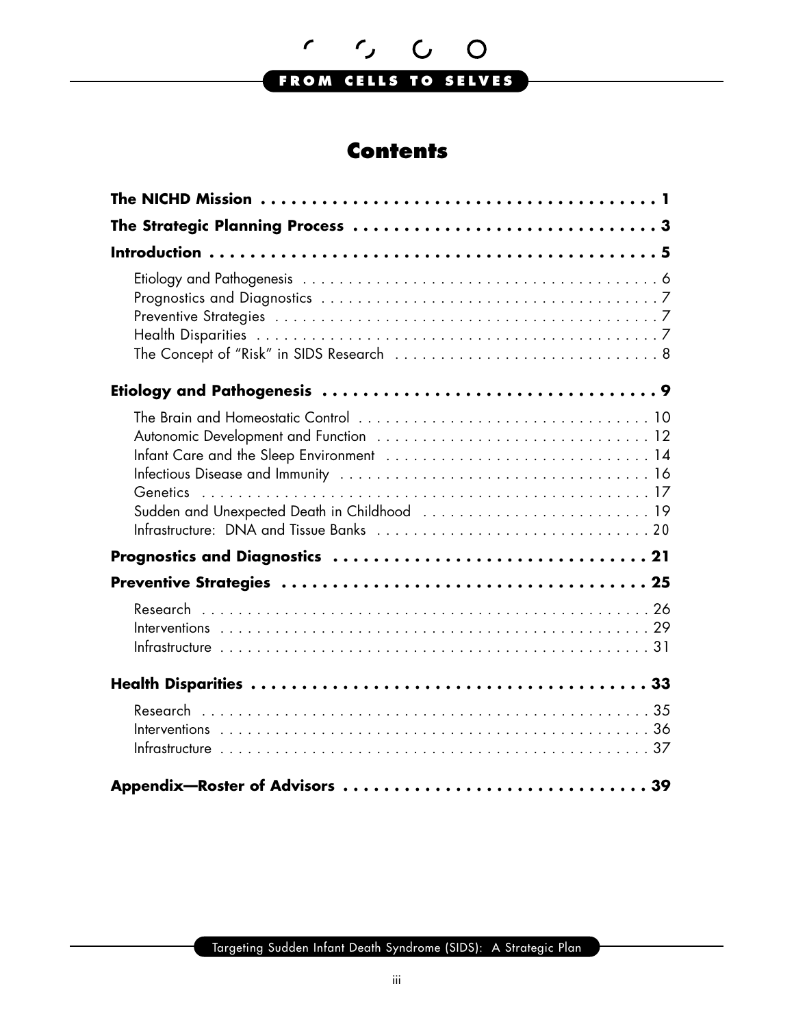# Contents

**The NICHD Mission** . . . . . . . . . . . . . . . . . . . . . . . . . . . . . . . . . . . . . . . . **1**

**The Strategic Planning Process** . . . . . . . . . . . . . . . . . . . . . . . . . . . . . . . **3**

**Introduction** . . . . . . . . . . . . . . . . . . . . . . . . . . . . . . . . . . . . . . . . . . . . **5**

- Etiology and Pathogenesis . . . . . . . . . . . . . . . . . . . . . . . . . . . . . . . . . . . . . 6
- Prognostics and Diagnostics . . . . . . . . . . . . . . . . . . . . . . . . . . . . . . . . . . . . 7
- Preventive Strategies . . . . . . . . . . . . . . . . . . . . . . . . . . . . . . . . . . . . . . . . 7
- Health Disparities . . . . . . . . . . . . . . . . . . . . . . . . . . . . . . . . . . . . . . . . . . 7
- The Concept of "Risk" in SIDS Research . . . . . . . . . . . . . . . . . . . . . . . . . . . 8

**Etiology and Pathogenesis** . . . . . . . . . . . . . . . . . . . . . . . . . . . . . . . . . . **9**

- The Brain and Homeostatic Control . . . . . . . . . . . . . . . . . . . . . . . . . . . . . . . 10
- Autonomic Development and Function . . . . . . . . . . . . . . . . . . . . . . . . . . . . 12
- Infant Care and the Sleep Environment . . . . . . . . . . . . . . . . . . . . . . . . . . . . 14
- Infectious Disease and Immunity . . . . . . . . . . . . . . . . . . . . . . . . . . . . . . . . 16
- Genetics . . . . . . . . . . . . . . . . . . . . . . . . . . . . . . . . . . . . . . . . . . . . . . . 17
- Sudden and Unexpected Death in Childhood . . . . . . . . . . . . . . . . . . . . . . . . 19
- Infrastructure: DNA and Tissue Banks . . . . . . . . . . . . . . . . . . . . . . . . . . . . . 20

**Prognostics and Diagnostics** . . . . . . . . . . . . . . . . . . . . . . . . . . . . . . . . **21**

**Preventive Strategies** . . . . . . . . . . . . . . . . . . . . . . . . . . . . . . . . . . . . . **25**

- Research . . . . . . . . . . . . . . . . . . . . . . . . . . . . . . . . . . . . . . . . . . . . . . . 26
- Interventions . . . . . . . . . . . . . . . . . . . . . . . . . . . . . . . . . . . . . . . . . . . . . 29
- Infrastructure . . . . . . . . . . . . . . . . . . . . . . . . . . . . . . . . . . . . . . . . . . . . 31

**Health Disparities** . . . . . . . . . . . . . . . . . . . . . . . . . . . . . . . . . . . . . . . . **33**

- Research . . . . . . . . . . . . . . . . . . . . . . . . . . . . . . . . . . . . . . . . . . . . . . . 35
- Interventions . . . . . . . . . . . . . . . . . . . . . . . . . . . . . . . . . . . . . . . . . . . . . 36
- Infrastructure . . . . . . . . . . . . . . . . . . . . . . . . . . . . . . . . . . . . . . . . . . . . 37

**Appendix—Roster of Advisors** . . . . . . . . . . . . . . . . . . . . . . . . . . . . . . . **39**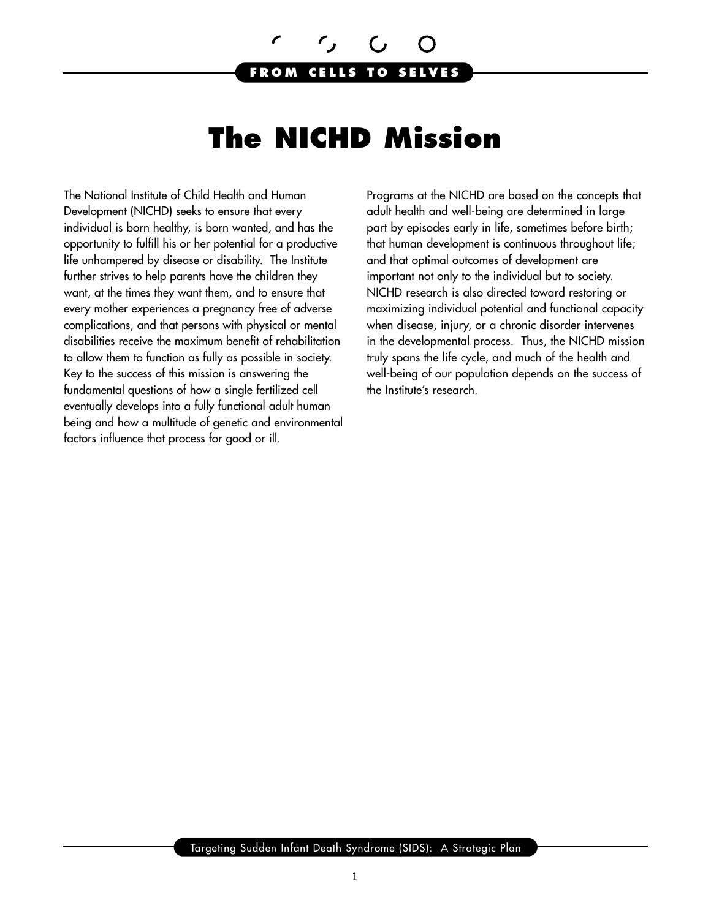# The NICHD Mission

The National Institute of Child Health and Human Development (NICHD) seeks to ensure that every individual is born healthy, is born wanted, and has the opportunity to fulfill his or her potential for a productive life unhampered by disease or disability. The Institute further strives to help parents have the children they want, at the times they want them, and to ensure that every mother experiences a pregnancy free of adverse complications, and that persons with physical or mental disabilities receive the maximum benefit of rehabilitation to allow them to function as fully as possible in society. Key to the success of this mission is answering the fundamental questions of how a single fertilized cell eventually develops into a fully functional adult human being and how a multitude of genetic and environmental factors influence that process for good or ill.

Programs at the NICHD are based on the concepts that adult health and well-being are determined in large part by episodes early in life, sometimes before birth; that human development is continuous throughout life; and that optimal outcomes of development are important not only to the individual but to society. NICHD research is also directed toward restoring or maximizing individual potential and functional capacity when disease, injury, or a chronic disorder intervenes in the developmental process. Thus, the NICHD mission truly spans the life cycle, and much of the health and well-being of our population depends on the success of the Institute's research.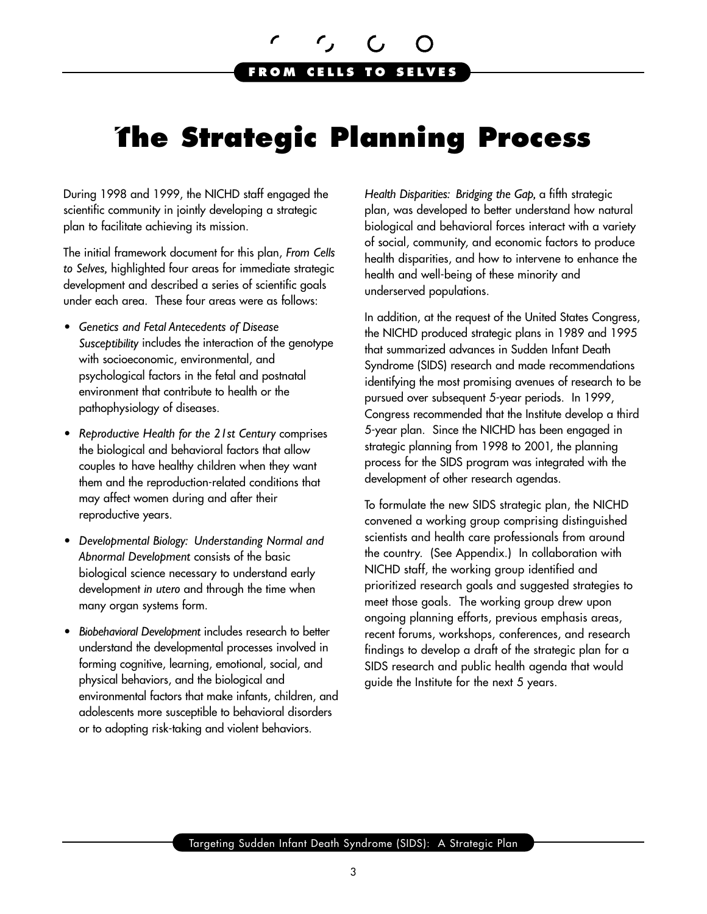# The Strategic Planning Process

During 1998 and 1999, the NICHD staff engaged the scientific community in jointly developing a strategic plan to facilitate achieving its mission.

The initial framework document for this plan, *From Cells to Selves*, highlighted four areas for immediate strategic development and described a series of scientific goals under each area. These four areas were as follows:

- *Genetics and Fetal Antecedents of Disease Susceptibility* includes the interaction of the genotype with socioeconomic, environmental, and psychological factors in the fetal and postnatal environment that contribute to health or the pathophysiology of diseases.
- *Reproductive Health for the 21st Century* comprises the biological and behavioral factors that allow couples to have healthy children when they want them and the reproduction-related conditions that may affect women during and after their reproductive years.
- *Developmental Biology: Understanding Normal and Abnormal Development* consists of the basic biological science necessary to understand early development *in utero* and through the time when many organ systems form.
- *Biobehavioral Development* includes research to better understand the developmental processes involved in forming cognitive, learning, emotional, social, and physical behaviors, and the biological and environmental factors that make infants, children, and adolescents more susceptible to behavioral disorders or to adopting risk-taking and violent behaviors.

*Health Disparities: Bridging the Gap*, a fifth strategic plan, was developed to better understand how natural biological and behavioral forces interact with a variety of social, community, and economic factors to produce health disparities, and how to intervene to enhance the health and well-being of these minority and underserved populations.

In addition, at the request of the United States Congress, the NICHD produced strategic plans in 1989 and 1995 that summarized advances in Sudden Infant Death Syndrome (SIDS) research and made recommendations identifying the most promising avenues of research to be pursued over subsequent 5-year periods. In 1999, Congress recommended that the Institute develop a third 5-year plan. Since the NICHD has been engaged in strategic planning from 1998 to 2001, the planning process for the SIDS program was integrated with the development of other research agendas.

To formulate the new SIDS strategic plan, the NICHD convened a working group comprising distinguished scientists and health care professionals from around the country. (See Appendix.) In collaboration with NICHD staff, the working group identified and prioritized research goals and suggested strategies to meet those goals. The working group drew upon ongoing planning efforts, previous emphasis areas, recent forums, workshops, conferences, and research findings to develop a draft of the strategic plan for a SIDS research and public health agenda that would guide the Institute for the next 5 years.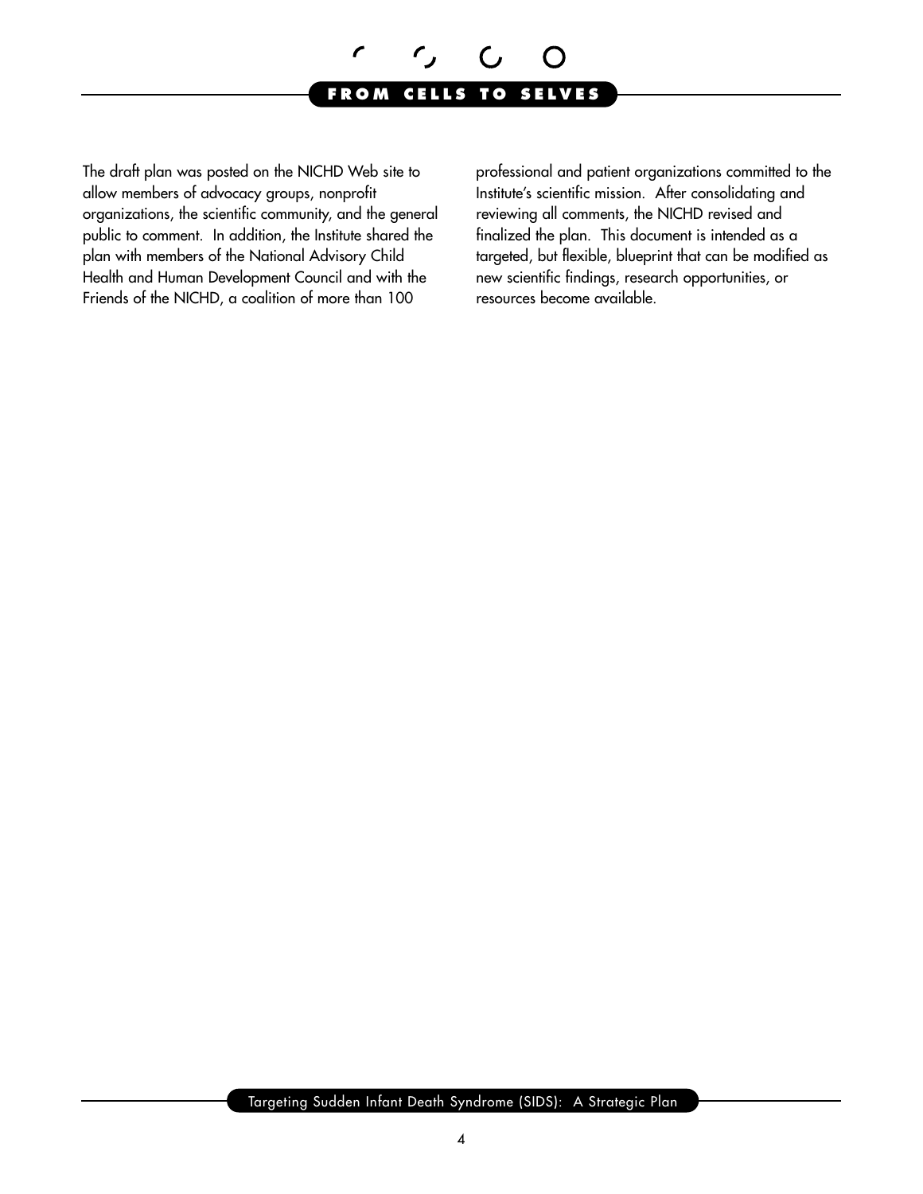The draft plan was posted on the NICHD Web site to allow members of advocacy groups, nonprofit organizations, the scientific community, and the general public to comment. In addition, the Institute shared the plan with members of the National Advisory Child Health and Human Development Council and with the Friends of the NICHD, a coalition of more than 100 professional and patient organizations committed to the Institute's scientific mission. After consolidating and reviewing all comments, the NICHD revised and finalized the plan. This document is intended as a targeted, but flexible, blueprint that can be modified as new scientific findings, research opportunities, or resources become available.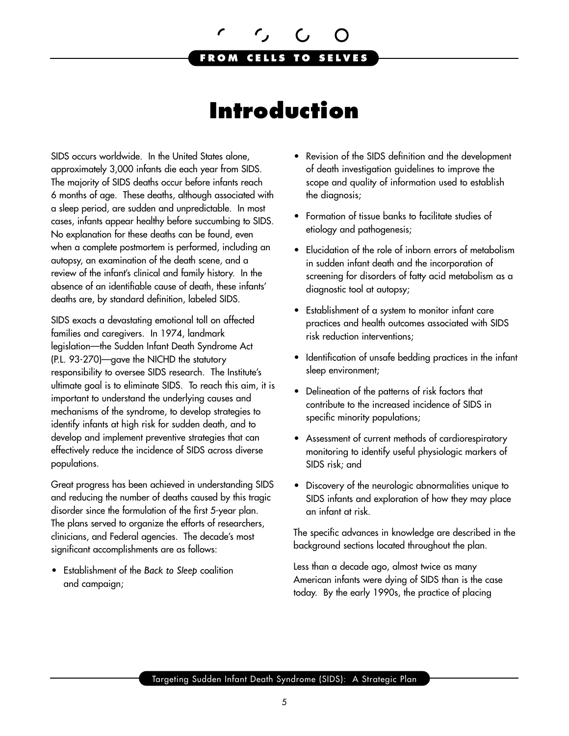# Introduction

SIDS occurs worldwide. In the United States alone, approximately 3,000 infants die each year from SIDS. The majority of SIDS deaths occur before infants reach 6 months of age. These deaths, although associated with a sleep period, are sudden and unpredictable. In most cases, infants appear healthy before succumbing to SIDS. No explanation for these deaths can be found, even when a complete postmortem is performed, including an autopsy, an examination of the death scene, and a review of the infant's clinical and family history. In the absence of an identifiable cause of death, these infants' deaths are, by standard definition, labeled SIDS.

SIDS exacts a devastating emotional toll on affected families and caregivers. In 1974, landmark legislation—the Sudden Infant Death Syndrome Act (P.L. 93-270)—gave the NICHD the statutory responsibility to oversee SIDS research. The Institute's ultimate goal is to eliminate SIDS. To reach this aim, it is important to understand the underlying causes and mechanisms of the syndrome, to develop strategies to identify infants at high risk for sudden death, and to develop and implement preventive strategies that can effectively reduce the incidence of SIDS across diverse populations.

Great progress has been achieved in understanding SIDS and reducing the number of deaths caused by this tragic disorder since the formulation of the first 5-year plan. The plans served to organize the efforts of researchers, clinicians, and Federal agencies. The decade's most significant accomplishments are as follows:

- Establishment of the *Back to Sleep* coalition and campaign;
- Revision of the SIDS definition and the development of death investigation guidelines to improve the scope and quality of information used to establish the diagnosis;
- Formation of tissue banks to facilitate studies of etiology and pathogenesis;
- Elucidation of the role of inborn errors of metabolism in sudden infant death and the incorporation of screening for disorders of fatty acid metabolism as a diagnostic tool at autopsy;
- Establishment of a system to monitor infant care practices and health outcomes associated with SIDS risk reduction interventions;
- Identification of unsafe bedding practices in the infant sleep environment;
- Delineation of the patterns of risk factors that contribute to the increased incidence of SIDS in specific minority populations;
- Assessment of current methods of cardiorespiratory monitoring to identify useful physiologic markers of SIDS risk; and
- Discovery of the neurologic abnormalities unique to SIDS infants and exploration of how they may place an infant at risk.

The specific advances in knowledge are described in the background sections located throughout the plan.

Less than a decade ago, almost twice as many American infants were dying of SIDS than is the case today. By the early 1990s, the practice of placing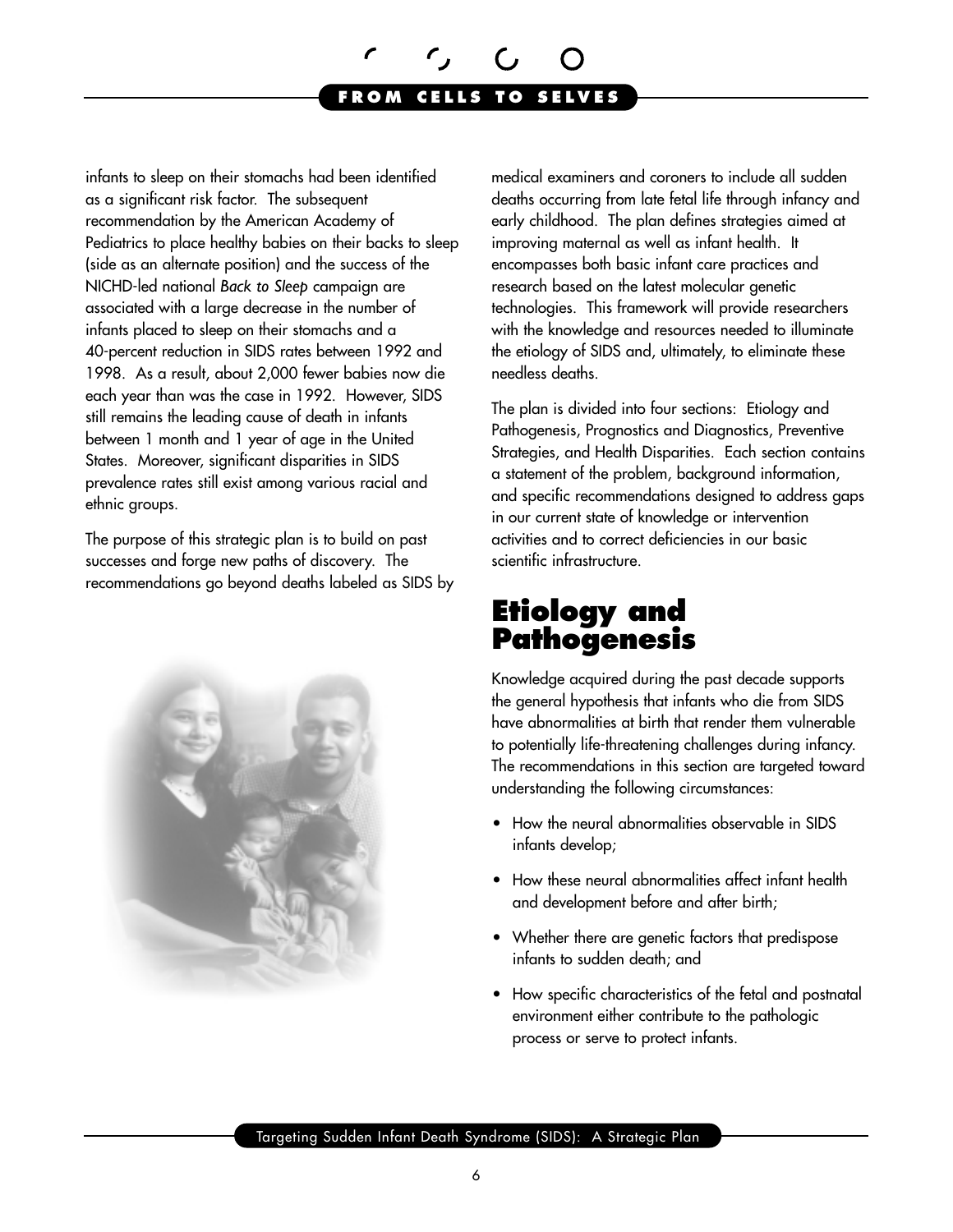infants to sleep on their stomachs had been identified as a significant risk factor. The subsequent recommendation by the American Academy of Pediatrics to place healthy babies on their backs to sleep (side as an alternate position) and the success of the NICHD-led national *Back to Sleep* campaign are associated with a large decrease in the number of infants placed to sleep on their stomachs and a 40-percent reduction in SIDS rates between 1992 and 1998. As a result, about 2,000 fewer babies now die each year than was the case in 1992. However, SIDS still remains the leading cause of death in infants between 1 month and 1 year of age in the United States. Moreover, significant disparities in SIDS prevalence rates still exist among various racial and ethnic groups.

The purpose of this strategic plan is to build on past successes and forge new paths of discovery. The recommendations go beyond deaths labeled as SIDS by medical examiners and coroners to include all sudden deaths occurring from late fetal life through infancy and early childhood. The plan defines strategies aimed at improving maternal as well as infant health. It encompasses both basic infant care practices and research based on the latest molecular genetic technologies. This framework will provide researchers with the knowledge and resources needed to illuminate the etiology of SIDS and, ultimately, to eliminate these needless deaths.

The plan is divided into four sections: Etiology and Pathogenesis, Prognostics and Diagnostics, Preventive Strategies, and Health Disparities. Each section contains a statement of the problem, background information, and specific recommendations designed to address gaps in our current state of knowledge or intervention activities and to correct deficiencies in our basic scientific infrastructure.

# Etiology and Pathogenesis

Knowledge acquired during the past decade supports the general hypothesis that infants who die from SIDS have abnormalities at birth that render them vulnerable to potentially life-threatening challenges during infancy. The recommendations in this section are targeted toward understanding the following circumstances:

- How the neural abnormalities observable in SIDS infants develop;
- How these neural abnormalities affect infant health and development before and after birth;
- Whether there are genetic factors that predispose infants to sudden death; and
- How specific characteristics of the fetal and postnatal environment either contribute to the pathologic process or serve to protect infants.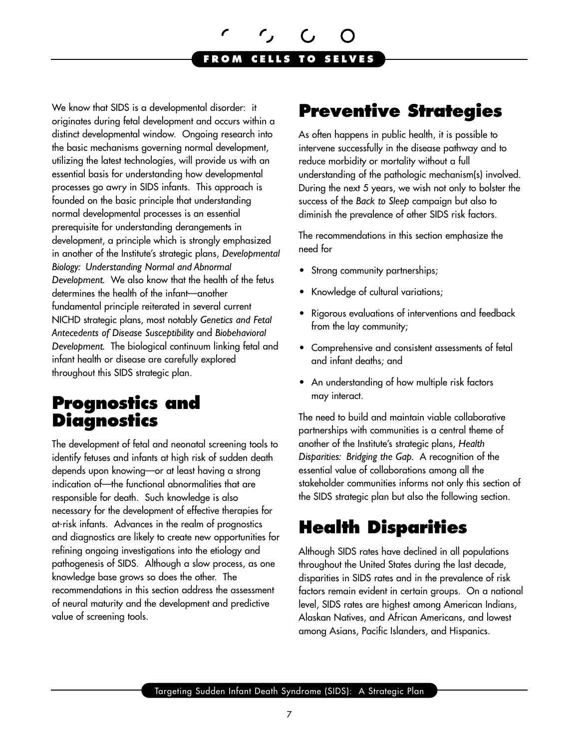We know that SIDS is a developmental disorder: it originates during fetal development and occurs within a distinct developmental window. Ongoing research into the basic mechanisms governing normal development, utilizing the latest technologies, will provide us with an essential basis for understanding how developmental processes go awry in SIDS infants. This approach is founded on the basic principle that understanding normal developmental processes is an essential prerequisite for understanding derangements in development, a principle which is strongly emphasized in another of the Institute's strategic plans, *Developmental Biology: Understanding Normal and Abnormal Development*. We also know that the health of the fetus determines the health of the infant—another fundamental principle reiterated in several current NICHD strategic plans, most notably *Genetics and Fetal Antecedents of Disease Susceptibility* and *Biobehavioral Development*. The biological continuum linking fetal and infant health or disease are carefully explored throughout this SIDS strategic plan.

## Prognostics and Diagnostics

The development of fetal and neonatal screening tools to identify fetuses and infants at high risk of sudden death depends upon knowing—or at least having a strong indication of—the functional abnormalities that are responsible for death. Such knowledge is also necessary for the development of effective therapies for at-risk infants. Advances in the realm of prognostics and diagnostics are likely to create new opportunities for refining ongoing investigations into the etiology and pathogenesis of SIDS. Although a slow process, as one knowledge base grows so does the other. The recommendations in this section address the assessment of neural maturity and the development and predictive value of screening tools.

## Preventive Strategies

As often happens in public health, it is possible to intervene successfully in the disease pathway and to reduce morbidity or mortality without a full understanding of the pathologic mechanism(s) involved. During the next 5 years, we wish not only to bolster the success of the *Back to Sleep* campaign but also to diminish the prevalence of other SIDS risk factors.

The recommendations in this section emphasize the need for

- Strong community partnerships;
- Knowledge of cultural variations;
- Rigorous evaluations of interventions and feedback from the lay community;
- Comprehensive and consistent assessments of fetal and infant deaths; and
- An understanding of how multiple risk factors may interact.

The need to build and maintain viable collaborative partnerships with communities is a central theme of another of the Institute's strategic plans, *Health Disparities: Bridging the Gap*. A recognition of the essential value of collaborations among all the stakeholder communities informs not only this section of the SIDS strategic plan but also the following section.

## Health Disparities

Although SIDS rates have declined in all populations throughout the United States during the last decade, disparities in SIDS rates and in the prevalence of risk factors remain evident in certain groups. On a national level, SIDS rates are highest among American Indians, Alaskan Natives, and African Americans, and lowest among Asians, Pacific Islanders, and Hispanics.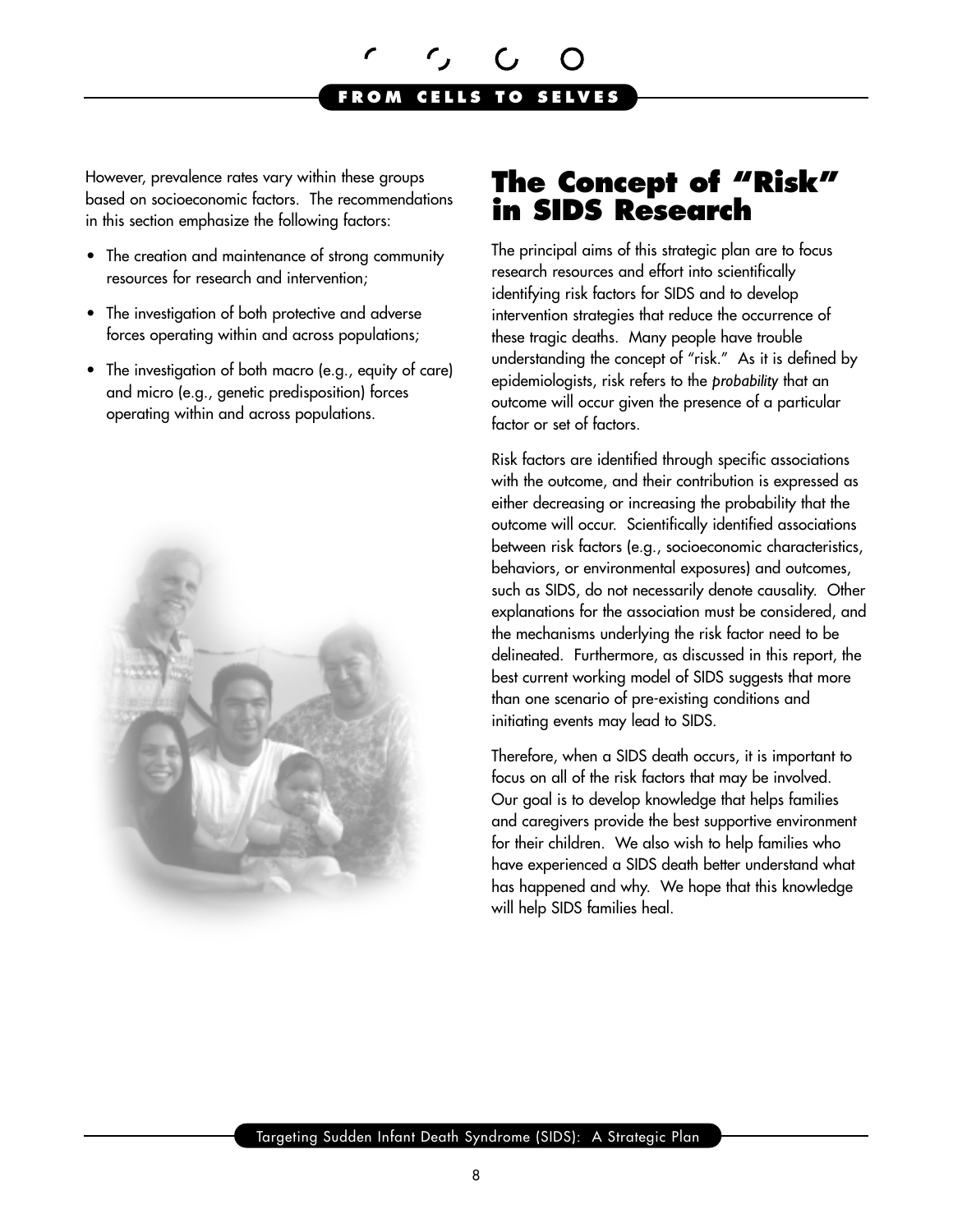However, prevalence rates vary within these groups based on socioeconomic factors. The recommendations in this section emphasize the following factors:

- The creation and maintenance of strong community resources for research and intervention;
- The investigation of both protective and adverse forces operating within and across populations;
- The investigation of both macro (e.g., equity of care) and micro (e.g., genetic predisposition) forces operating within and across populations.

## The Concept of "Risk" in SIDS Research

The principal aims of this strategic plan are to focus research resources and effort into scientifically identifying risk factors for SIDS and to develop intervention strategies that reduce the occurrence of these tragic deaths. Many people have trouble understanding the concept of "risk." As it is defined by epidemiologists, risk refers to the *probability* that an outcome will occur given the presence of a particular factor or set of factors.

Risk factors are identified through specific associations with the outcome, and their contribution is expressed as either decreasing or increasing the probability that the outcome will occur. Scientifically identified associations between risk factors (e.g., socioeconomic characteristics, behaviors, or environmental exposures) and outcomes, such as SIDS, do not necessarily denote causality. Other explanations for the association must be considered, and the mechanisms underlying the risk factor need to be delineated. Furthermore, as discussed in this report, the best current working model of SIDS suggests that more than one scenario of pre-existing conditions and initiating events may lead to SIDS.

Therefore, when a SIDS death occurs, it is important to focus on all of the risk factors that may be involved. Our goal is to develop knowledge that helps families and caregivers provide the best supportive environment for their children. We also wish to help families who have experienced a SIDS death better understand what has happened and why. We hope that this knowledge will help SIDS families heal.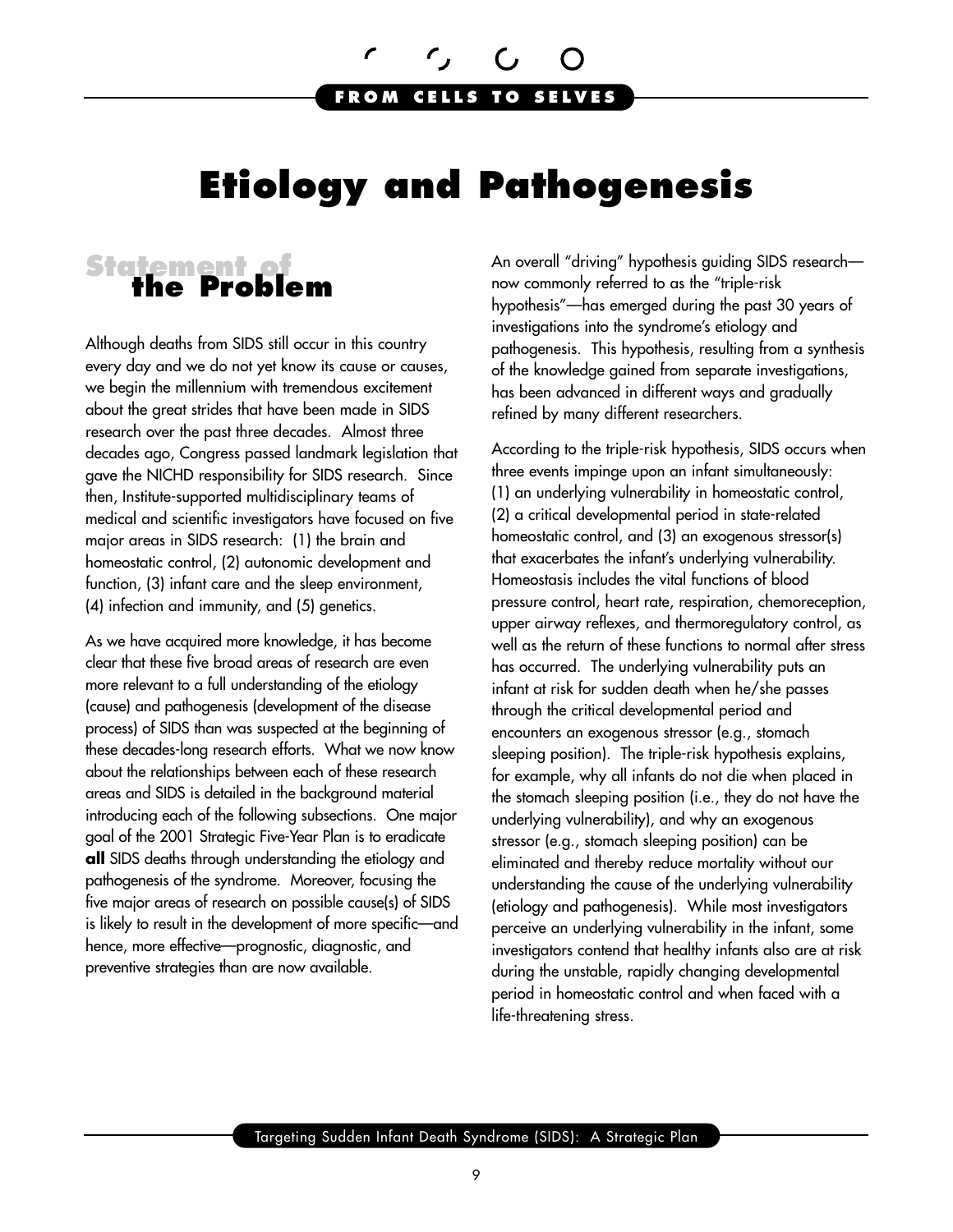# Etiology and Pathogenesis

## Statement of the Problem

Although deaths from SIDS still occur in this country every day and we do not yet know its cause or causes, we begin the millennium with tremendous excitement about the great strides that have been made in SIDS research over the past three decades. Almost three decades ago, Congress passed landmark legislation that gave the NICHD responsibility for SIDS research. Since then, Institute-supported multidisciplinary teams of medical and scientific investigators have focused on five major areas in SIDS research: (1) the brain and homeostatic control, (2) autonomic development and function, (3) infant care and the sleep environment, (4) infection and immunity, and (5) genetics.

As we have acquired more knowledge, it has become clear that these five broad areas of research are even more relevant to a full understanding of the etiology (cause) and pathogenesis (development of the disease process) of SIDS than was suspected at the beginning of these decades-long research efforts. What we now know about the relationships between each of these research areas and SIDS is detailed in the background material introducing each of the following subsections. One major goal of the 2001 Strategic Five-Year Plan is to eradicate **all** SIDS deaths through understanding the etiology and pathogenesis of the syndrome. Moreover, focusing the five major areas of research on possible cause(s) of SIDS is likely to result in the development of more specific—and hence, more effective—prognostic, diagnostic, and preventive strategies than are now available.

An overall "driving" hypothesis guiding SIDS research—now commonly referred to as the "triple-risk hypothesis"—has emerged during the past 30 years of investigations into the syndrome's etiology and pathogenesis. This hypothesis, resulting from a synthesis of the knowledge gained from separate investigations, has been advanced in different ways and gradually refined by many different researchers.

According to the triple-risk hypothesis, SIDS occurs when three events impinge upon an infant simultaneously: (1) an underlying vulnerability in homeostatic control, (2) a critical developmental period in state-related homeostatic control, and (3) an exogenous stressor(s) that exacerbates the infant's underlying vulnerability. Homeostasis includes the vital functions of blood pressure control, heart rate, respiration, chemoreception, upper airway reflexes, and thermoregulatory control, as well as the return of these functions to normal after stress has occurred. The underlying vulnerability puts an infant at risk for sudden death when he/she passes through the critical developmental period and encounters an exogenous stressor (e.g., stomach sleeping position). The triple-risk hypothesis explains, for example, why all infants do not die when placed in the stomach sleeping position (i.e., they do not have the underlying vulnerability), and why an exogenous stressor (e.g., stomach sleeping position) can be eliminated and thereby reduce mortality without our understanding the cause of the underlying vulnerability (etiology and pathogenesis). While most investigators perceive an underlying vulnerability in the infant, some investigators contend that healthy infants also are at risk during the unstable, rapidly changing developmental period in homeostatic control and when faced with a life-threatening stress.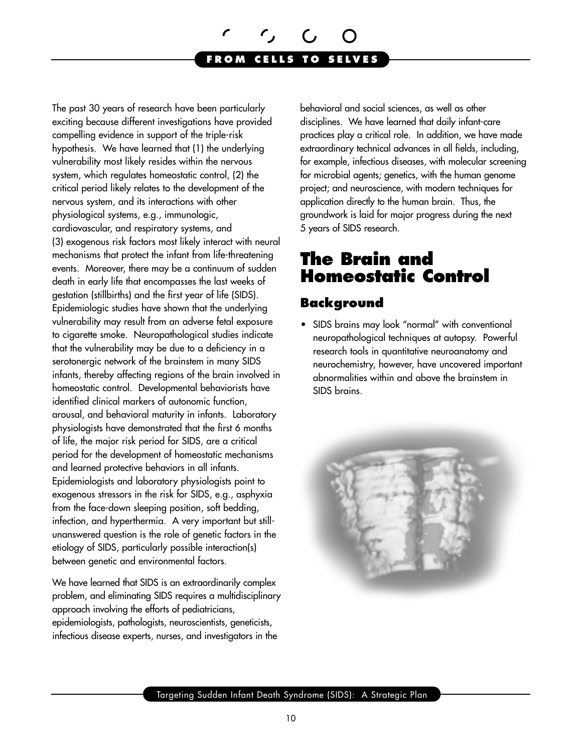The past 30 years of research have been particularly exciting because different investigations have provided compelling evidence in support of the triple-risk hypothesis. We have learned that (1) the underlying vulnerability most likely resides within the nervous system, which regulates homeostatic control, (2) the critical period likely relates to the development of the nervous system, and its interactions with other physiological systems, e.g., immunologic, cardiovascular, and respiratory systems, and (3) exogenous risk factors most likely interact with neural mechanisms that protect the infant from life-threatening events. Moreover, there may be a continuum of sudden death in early life that encompasses the last weeks of gestation (stillbirths) and the first year of life (SIDS). Epidemiologic studies have shown that the underlying vulnerability may result from an adverse fetal exposure to cigarette smoke. Neuropathological studies indicate that the vulnerability may be due to a deficiency in a serotonergic network of the brainstem in many SIDS infants, thereby affecting regions of the brain involved in homeostatic control. Developmental behaviorists have identified clinical markers of autonomic function, arousal, and behavioral maturity in infants. Laboratory physiologists have demonstrated that the first 6 months of life, the major risk period for SIDS, are a critical period for the development of homeostatic mechanisms and learned protective behaviors in all infants. Epidemiologists and laboratory physiologists point to exogenous stressors in the risk for SIDS, e.g., asphyxia from the face-down sleeping position, soft bedding, infection, and hyperthermia. A very important but still-unanswered question is the role of genetic factors in the etiology of SIDS, particularly possible interaction(s) between genetic and environmental factors.

We have learned that SIDS is an extraordinarily complex problem, and eliminating SIDS requires a multidisciplinary approach involving the efforts of pediatricians, epidemiologists, pathologists, neuroscientists, geneticists, infectious disease experts, nurses, and investigators in the behavioral and social sciences, as well as other disciplines. We have learned that daily infant-care practices play a critical role. In addition, we have made extraordinary technical advances in all fields, including, for example, infectious diseases, with molecular screening for microbial agents; genetics, with the human genome project; and neuroscience, with modern techniques for application directly to the human brain. Thus, the groundwork is laid for major progress during the next 5 years of SIDS research.

# The Brain and Homeostatic Control

## Background

- SIDS brains may look "normal" with conventional neuropathological techniques at autopsy. Powerful research tools in quantitative neuroanatomy and neurochemistry, however, have uncovered important abnormalities within and above the brainstem in SIDS brains.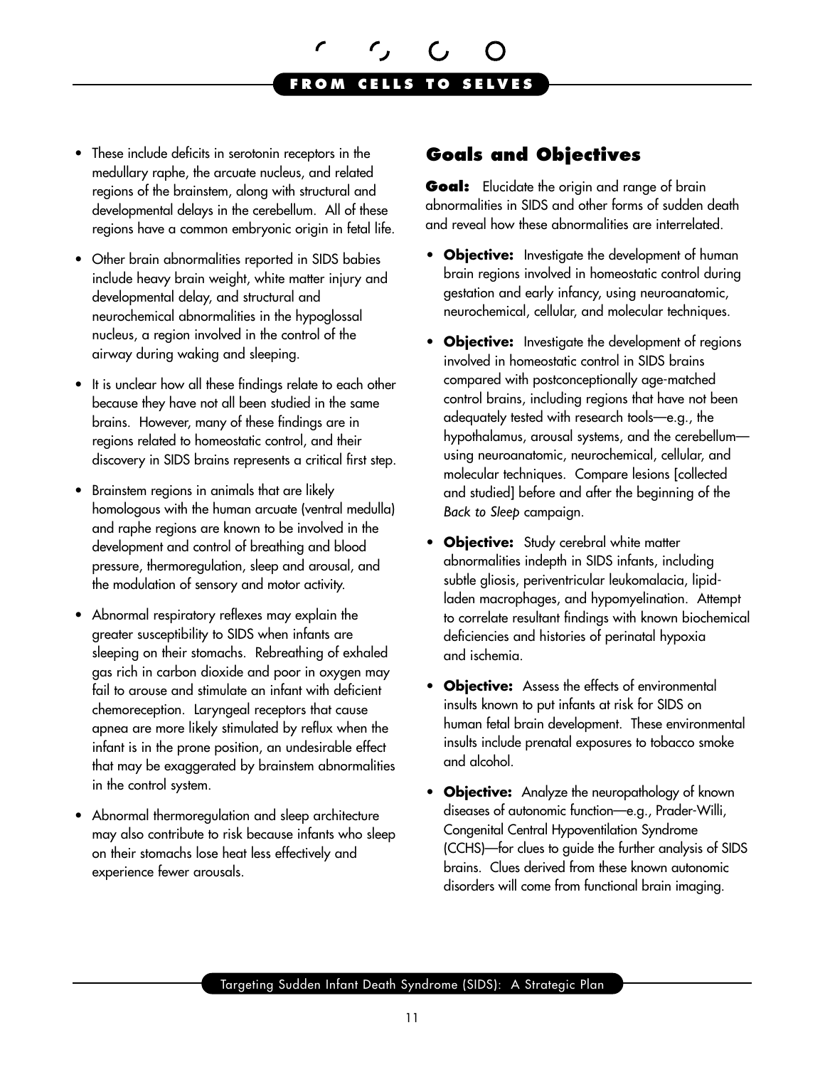- These include deficits in serotonin receptors in the medullary raphe, the arcuate nucleus, and related regions of the brainstem, along with structural and developmental delays in the cerebellum. All of these regions have a common embryonic origin in fetal life.
- Other brain abnormalities reported in SIDS babies include heavy brain weight, white matter injury and developmental delay, and structural and neurochemical abnormalities in the hypoglossal nucleus, a region involved in the control of the airway during waking and sleeping.
- It is unclear how all these findings relate to each other because they have not all been studied in the same brains. However, many of these findings are in regions related to homeostatic control, and their discovery in SIDS brains represents a critical first step.
- Brainstem regions in animals that are likely homologous with the human arcuate (ventral medulla) and raphe regions are known to be involved in the development and control of breathing and blood pressure, thermoregulation, sleep and arousal, and the modulation of sensory and motor activity.
- Abnormal respiratory reflexes may explain the greater susceptibility to SIDS when infants are sleeping on their stomachs. Rebreathing of exhaled gas rich in carbon dioxide and poor in oxygen may fail to arouse and stimulate an infant with deficient chemoreception. Laryngeal receptors that cause apnea are more likely stimulated by reflux when the infant is in the prone position, an undesirable effect that may be exaggerated by brainstem abnormalities in the control system.
- Abnormal thermoregulation and sleep architecture may also contribute to risk because infants who sleep on their stomachs lose heat less effectively and experience fewer arousals.

## Goals and Objectives

**Goal:** Elucidate the origin and range of brain abnormalities in SIDS and other forms of sudden death and reveal how these abnormalities are interrelated.

- **Objective:** Investigate the development of human brain regions involved in homeostatic control during gestation and early infancy, using neuroanatomic, neurochemical, cellular, and molecular techniques.
- **Objective:** Investigate the development of regions involved in homeostatic control in SIDS brains compared with postconceptionally age-matched control brains, including regions that have not been adequately tested with research tools—e.g., the hypothalamus, arousal systems, and the cerebellum—using neuroanatomic, neurochemical, cellular, and molecular techniques. Compare lesions [collected and studied] before and after the beginning of the *Back to Sleep* campaign.
- **Objective:** Study cerebral white matter abnormalities indepth in SIDS infants, including subtle gliosis, periventricular leukomalacia, lipid-laden macrophages, and hypomyelination. Attempt to correlate resultant findings with known biochemical deficiencies and histories of perinatal hypoxia and ischemia.
- **Objective:** Assess the effects of environmental insults known to put infants at risk for SIDS on human fetal brain development. These environmental insults include prenatal exposures to tobacco smoke and alcohol.
- **Objective:** Analyze the neuropathology of known diseases of autonomic function—e.g., Prader-Willi, Congenital Central Hypoventilation Syndrome (CCHS)—for clues to guide the further analysis of SIDS brains. Clues derived from these known autonomic disorders will come from functional brain imaging.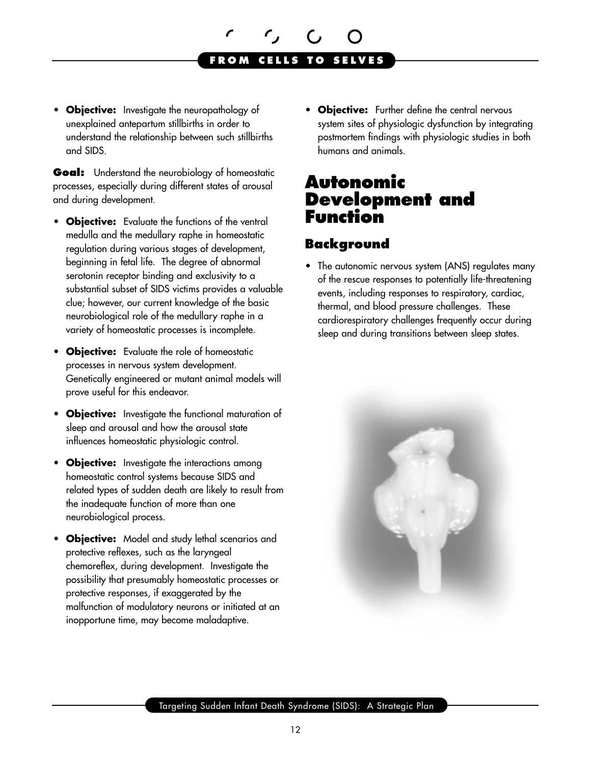- **Objective:** Investigate the neuropathology of unexplained antepartum stillbirths in order to understand the relationship between such stillbirths and SIDS.

**Goal:** Understand the neurobiology of homeostatic processes, especially during different states of arousal and during development.

- **Objective:** Evaluate the functions of the ventral medulla and the medullary raphe in homeostatic regulation during various stages of development, beginning in fetal life. The degree of abnormal serotonin receptor binding and exclusivity to a substantial subset of SIDS victims provides a valuable clue; however, our current knowledge of the basic neurobiological role of the medullary raphe in a variety of homeostatic processes is incomplete.
- **Objective:** Evaluate the role of homeostatic processes in nervous system development. Genetically engineered or mutant animal models will prove useful for this endeavor.
- **Objective:** Investigate the functional maturation of sleep and arousal and how the arousal state influences homeostatic physiologic control.
- **Objective:** Investigate the interactions among homeostatic control systems because SIDS and related types of sudden death are likely to result from the inadequate function of more than one neurobiological process.
- **Objective:** Model and study lethal scenarios and protective reflexes, such as the laryngeal chemoreflex, during development. Investigate the possibility that presumably homeostatic processes or protective responses, if exaggerated by the malfunction of modulatory neurons or initiated at an inopportune time, may become maladaptive.
- **Objective:** Further define the central nervous system sites of physiologic dysfunction by integrating postmortem findings with physiologic studies in both humans and animals.

# Autonomic Development and Function

## Background

- The autonomic nervous system (ANS) regulates many of the rescue responses to potentially life-threatening events, including responses to respiratory, cardiac, thermal, and blood pressure challenges. These cardiorespiratory challenges frequently occur during sleep and during transitions between sleep states.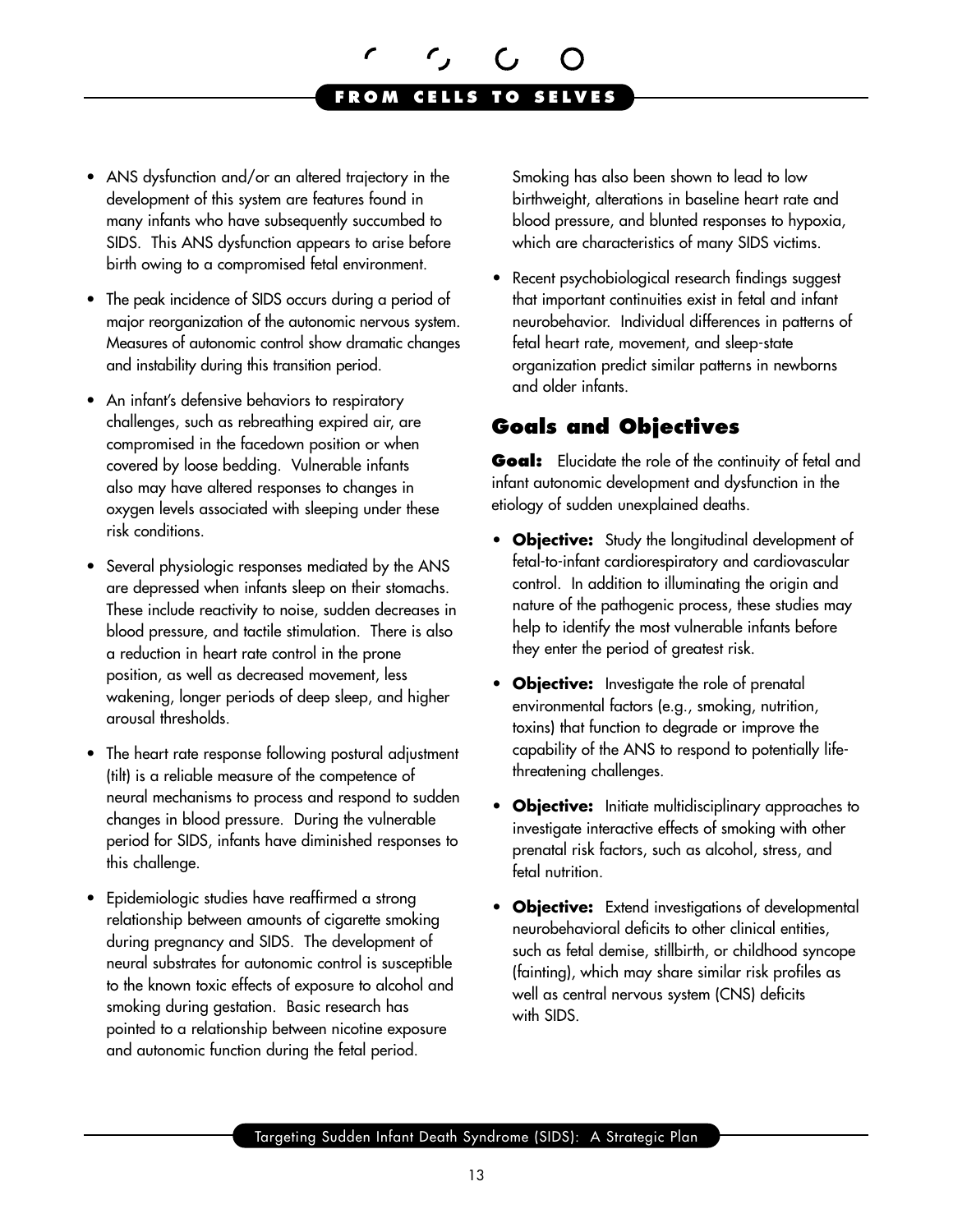- ANS dysfunction and/or an altered trajectory in the development of this system are features found in many infants who have subsequently succumbed to SIDS. This ANS dysfunction appears to arise before birth owing to a compromised fetal environment.
- The peak incidence of SIDS occurs during a period of major reorganization of the autonomic nervous system. Measures of autonomic control show dramatic changes and instability during this transition period.
- An infant's defensive behaviors to respiratory challenges, such as rebreathing expired air, are compromised in the facedown position or when covered by loose bedding. Vulnerable infants also may have altered responses to changes in oxygen levels associated with sleeping under these risk conditions.
- Several physiologic responses mediated by the ANS are depressed when infants sleep on their stomachs. These include reactivity to noise, sudden decreases in blood pressure, and tactile stimulation. There is also a reduction in heart rate control in the prone position, as well as decreased movement, less wakening, longer periods of deep sleep, and higher arousal thresholds.
- The heart rate response following postural adjustment (tilt) is a reliable measure of the competence of neural mechanisms to process and respond to sudden changes in blood pressure. During the vulnerable period for SIDS, infants have diminished responses to this challenge.
- Epidemiologic studies have reaffirmed a strong relationship between amounts of cigarette smoking during pregnancy and SIDS. The development of neural substrates for autonomic control is susceptible to the known toxic effects of exposure to alcohol and smoking during gestation. Basic research has pointed to a relationship between nicotine exposure and autonomic function during the fetal period. Smoking has also been shown to lead to low birthweight, alterations in baseline heart rate and blood pressure, and blunted responses to hypoxia, which are characteristics of many SIDS victims.
- Recent psychobiological research findings suggest that important continuities exist in fetal and infant neurobehavior. Individual differences in patterns of fetal heart rate, movement, and sleep-state organization predict similar patterns in newborns and older infants.

## Goals and Objectives

**Goal:** Elucidate the role of the continuity of fetal and infant autonomic development and dysfunction in the etiology of sudden unexplained deaths.

- **Objective:** Study the longitudinal development of fetal-to-infant cardiorespiratory and cardiovascular control. In addition to illuminating the origin and nature of the pathogenic process, these studies may help to identify the most vulnerable infants before they enter the period of greatest risk.
- **Objective:** Investigate the role of prenatal environmental factors (e.g., smoking, nutrition, toxins) that function to degrade or improve the capability of the ANS to respond to potentially life-threatening challenges.
- **Objective:** Initiate multidisciplinary approaches to investigate interactive effects of smoking with other prenatal risk factors, such as alcohol, stress, and fetal nutrition.
- **Objective:** Extend investigations of developmental neurobehavioral deficits to other clinical entities, such as fetal demise, stillbirth, or childhood syncope (fainting), which may share similar risk profiles as well as central nervous system (CNS) deficits with SIDS.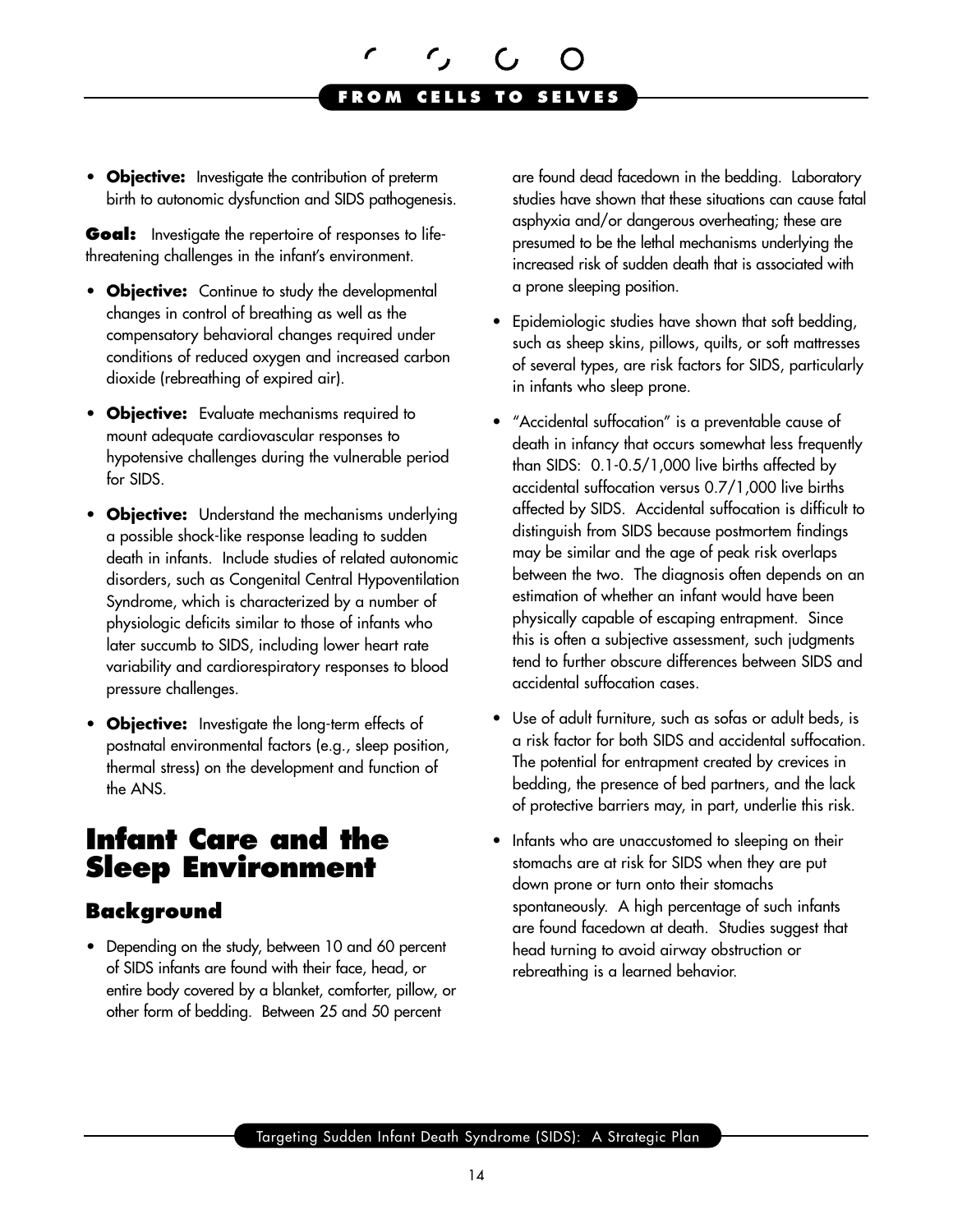- **Objective:** Investigate the contribution of preterm birth to autonomic dysfunction and SIDS pathogenesis.

**Goal:** Investigate the repertoire of responses to life-threatening challenges in the infant's environment.

- **Objective:** Continue to study the developmental changes in control of breathing as well as the compensatory behavioral changes required under conditions of reduced oxygen and increased carbon dioxide (rebreathing of expired air).
- **Objective:** Evaluate mechanisms required to mount adequate cardiovascular responses to hypotensive challenges during the vulnerable period for SIDS.
- **Objective:** Understand the mechanisms underlying a possible shock-like response leading to sudden death in infants. Include studies of related autonomic disorders, such as Congenital Central Hypoventilation Syndrome, which is characterized by a number of physiologic deficits similar to those of infants who later succumb to SIDS, including lower heart rate variability and cardiorespiratory responses to blood pressure challenges.
- **Objective:** Investigate the long-term effects of postnatal environmental factors (e.g., sleep position, thermal stress) on the development and function of the ANS.

# Infant Care and the Sleep Environment

## Background

- Depending on the study, between 10 and 60 percent of SIDS infants are found with their face, head, or entire body covered by a blanket, comforter, pillow, or other form of bedding. Between 25 and 50 percent are found dead facedown in the bedding. Laboratory studies have shown that these situations can cause fatal asphyxia and/or dangerous overheating; these are presumed to be the lethal mechanisms underlying the increased risk of sudden death that is associated with a prone sleeping position.
- Epidemiologic studies have shown that soft bedding, such as sheep skins, pillows, quilts, or soft mattresses of several types, are risk factors for SIDS, particularly in infants who sleep prone.
- "Accidental suffocation" is a preventable cause of death in infancy that occurs somewhat less frequently than SIDS: 0.1-0.5/1,000 live births affected by accidental suffocation versus 0.7/1,000 live births affected by SIDS. Accidental suffocation is difficult to distinguish from SIDS because postmortem findings may be similar and the age of peak risk overlaps between the two. The diagnosis often depends on an estimation of whether an infant would have been physically capable of escaping entrapment. Since this is often a subjective assessment, such judgments tend to further obscure differences between SIDS and accidental suffocation cases.
- Use of adult furniture, such as sofas or adult beds, is a risk factor for both SIDS and accidental suffocation. The potential for entrapment created by crevices in bedding, the presence of bed partners, and the lack of protective barriers may, in part, underlie this risk.
- Infants who are unaccustomed to sleeping on their stomachs are at risk for SIDS when they are put down prone or turn onto their stomachs spontaneously. A high percentage of such infants are found facedown at death. Studies suggest that head turning to avoid airway obstruction or rebreathing is a learned behavior.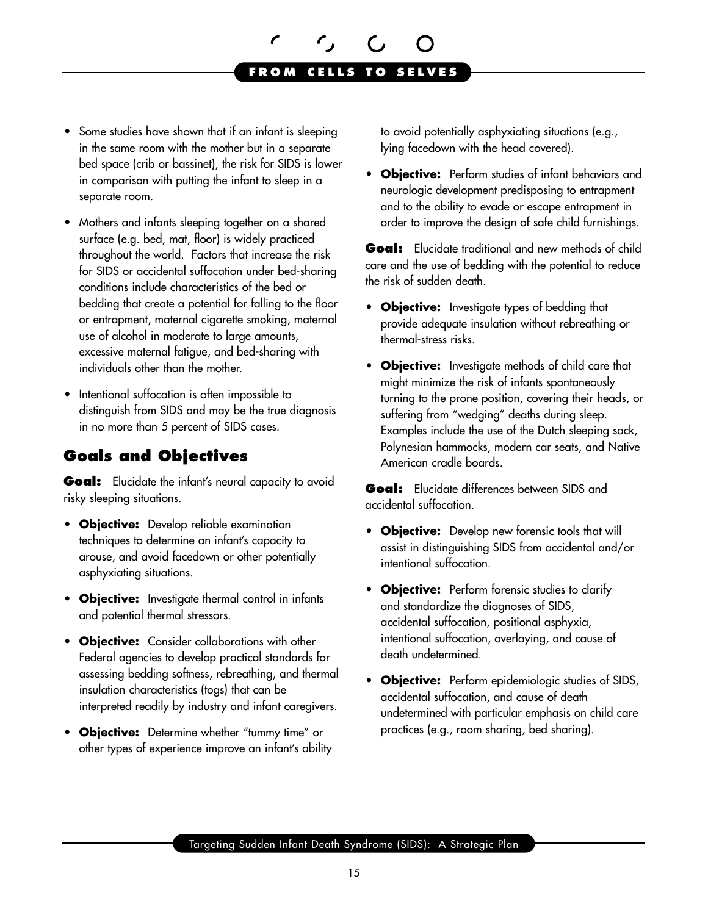- Some studies have shown that if an infant is sleeping in the same room with the mother but in a separate bed space (crib or bassinet), the risk for SIDS is lower in comparison with putting the infant to sleep in a separate room.
- Mothers and infants sleeping together on a shared surface (e.g. bed, mat, floor) is widely practiced throughout the world. Factors that increase the risk for SIDS or accidental suffocation under bed-sharing conditions include characteristics of the bed or bedding that create a potential for falling to the floor or entrapment, maternal cigarette smoking, maternal use of alcohol in moderate to large amounts, excessive maternal fatigue, and bed-sharing with individuals other than the mother.
- Intentional suffocation is often impossible to distinguish from SIDS and may be the true diagnosis in no more than 5 percent of SIDS cases.

## Goals and Objectives

**Goal:** Elucidate the infant's neural capacity to avoid risky sleeping situations.

- **Objective:** Develop reliable examination techniques to determine an infant's capacity to arouse, and avoid facedown or other potentially asphyxiating situations.
- **Objective:** Investigate thermal control in infants and potential thermal stressors.
- **Objective:** Consider collaborations with other Federal agencies to develop practical standards for assessing bedding softness, rebreathing, and thermal insulation characteristics (togs) that can be interpreted readily by industry and infant caregivers.
- **Objective:** Determine whether "tummy time" or other types of experience improve an infant's ability to avoid potentially asphyxiating situations (e.g., lying facedown with the head covered).
- **Objective:** Perform studies of infant behaviors and neurologic development predisposing to entrapment and to the ability to evade or escape entrapment in order to improve the design of safe child furnishings.

**Goal:** Elucidate traditional and new methods of child care and the use of bedding with the potential to reduce the risk of sudden death.

- **Objective:** Investigate types of bedding that provide adequate insulation without rebreathing or thermal-stress risks.
- **Objective:** Investigate methods of child care that might minimize the risk of infants spontaneously turning to the prone position, covering their heads, or suffering from "wedging" deaths during sleep. Examples include the use of the Dutch sleeping sack, Polynesian hammocks, modern car seats, and Native American cradle boards.

**Goal:** Elucidate differences between SIDS and accidental suffocation.

- **Objective:** Develop new forensic tools that will assist in distinguishing SIDS from accidental and/or intentional suffocation.
- **Objective:** Perform forensic studies to clarify and standardize the diagnoses of SIDS, accidental suffocation, positional asphyxia, intentional suffocation, overlaying, and cause of death undetermined.
- **Objective:** Perform epidemiologic studies of SIDS, accidental suffocation, and cause of death undetermined with particular emphasis on child care practices (e.g., room sharing, bed sharing).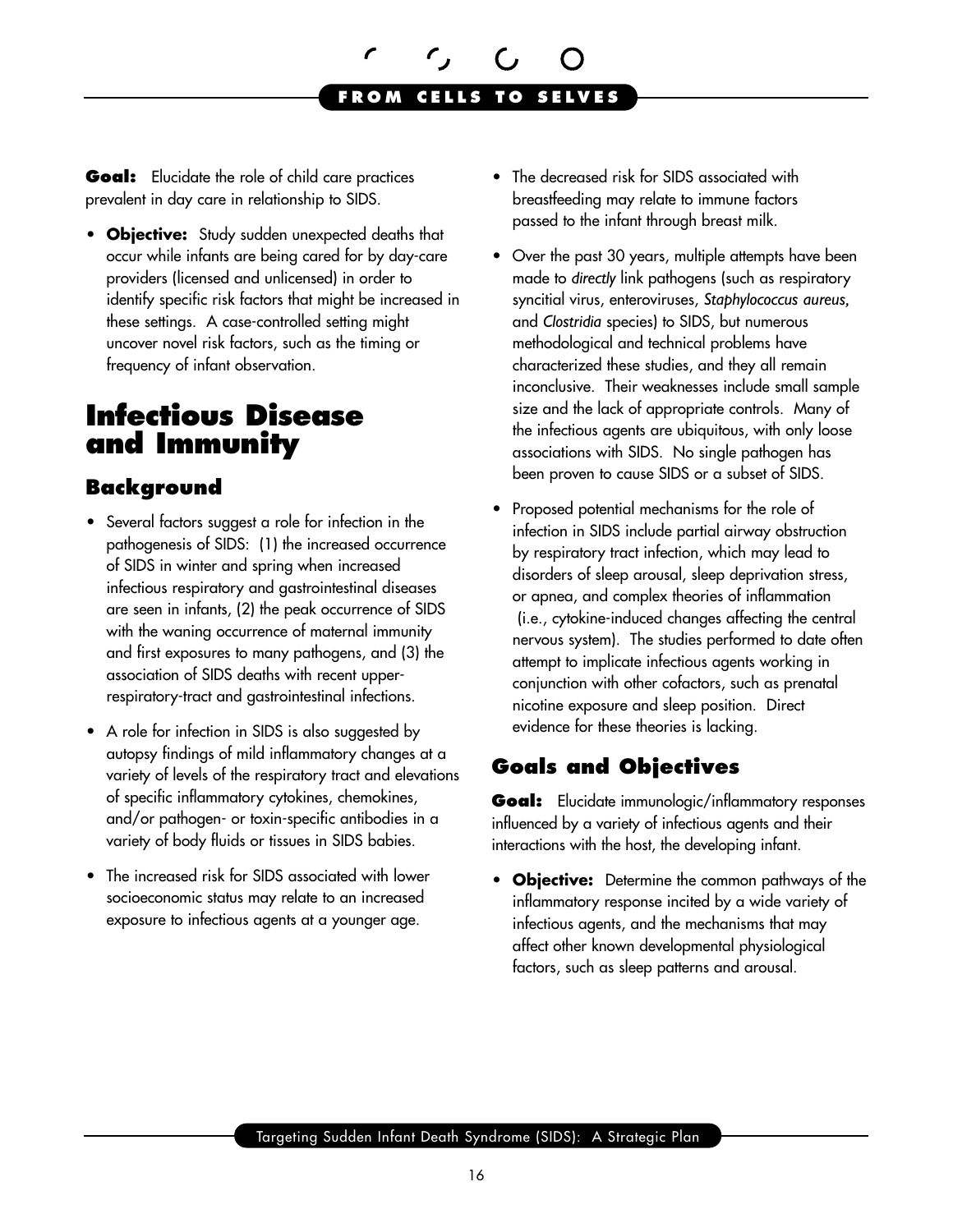**Goal:** Elucidate the role of child care practices prevalent in day care in relationship to SIDS.

- **Objective:** Study sudden unexpected deaths that occur while infants are being cared for by day-care providers (licensed and unlicensed) in order to identify specific risk factors that might be increased in these settings. A case-controlled setting might uncover novel risk factors, such as the timing or frequency of infant observation.

# Infectious Disease and Immunity

## Background

- Several factors suggest a role for infection in the pathogenesis of SIDS: (1) the increased occurrence of SIDS in winter and spring when increased infectious respiratory and gastrointestinal diseases are seen in infants, (2) the peak occurrence of SIDS with the waning occurrence of maternal immunity and first exposures to many pathogens, and (3) the association of SIDS deaths with recent upper-respiratory-tract and gastrointestinal infections.
- A role for infection in SIDS is also suggested by autopsy findings of mild inflammatory changes at a variety of levels of the respiratory tract and elevations of specific inflammatory cytokines, chemokines, and/or pathogen- or toxin-specific antibodies in a variety of body fluids or tissues in SIDS babies.
- The increased risk for SIDS associated with lower socioeconomic status may relate to an increased exposure to infectious agents at a younger age.
- The decreased risk for SIDS associated with breastfeeding may relate to immune factors passed to the infant through breast milk.
- Over the past 30 years, multiple attempts have been made to *directly* link pathogens (such as respiratory syncitial virus, enteroviruses, *Staphylococcus aureus*, and *Clostridia* species) to SIDS, but numerous methodological and technical problems have characterized these studies, and they all remain inconclusive. Their weaknesses include small sample size and the lack of appropriate controls. Many of the infectious agents are ubiquitous, with only loose associations with SIDS. No single pathogen has been proven to cause SIDS or a subset of SIDS.
- Proposed potential mechanisms for the role of infection in SIDS include partial airway obstruction by respiratory tract infection, which may lead to disorders of sleep arousal, sleep deprivation stress, or apnea, and complex theories of inflammation (i.e., cytokine-induced changes affecting the central nervous system). The studies performed to date often attempt to implicate infectious agents working in conjunction with other cofactors, such as prenatal nicotine exposure and sleep position. Direct evidence for these theories is lacking.

## Goals and Objectives

**Goal:** Elucidate immunologic/inflammatory responses influenced by a variety of infectious agents and their interactions with the host, the developing infant.

- **Objective:** Determine the common pathways of the inflammatory response incited by a wide variety of infectious agents, and the mechanisms that may affect other known developmental physiological factors, such as sleep patterns and arousal.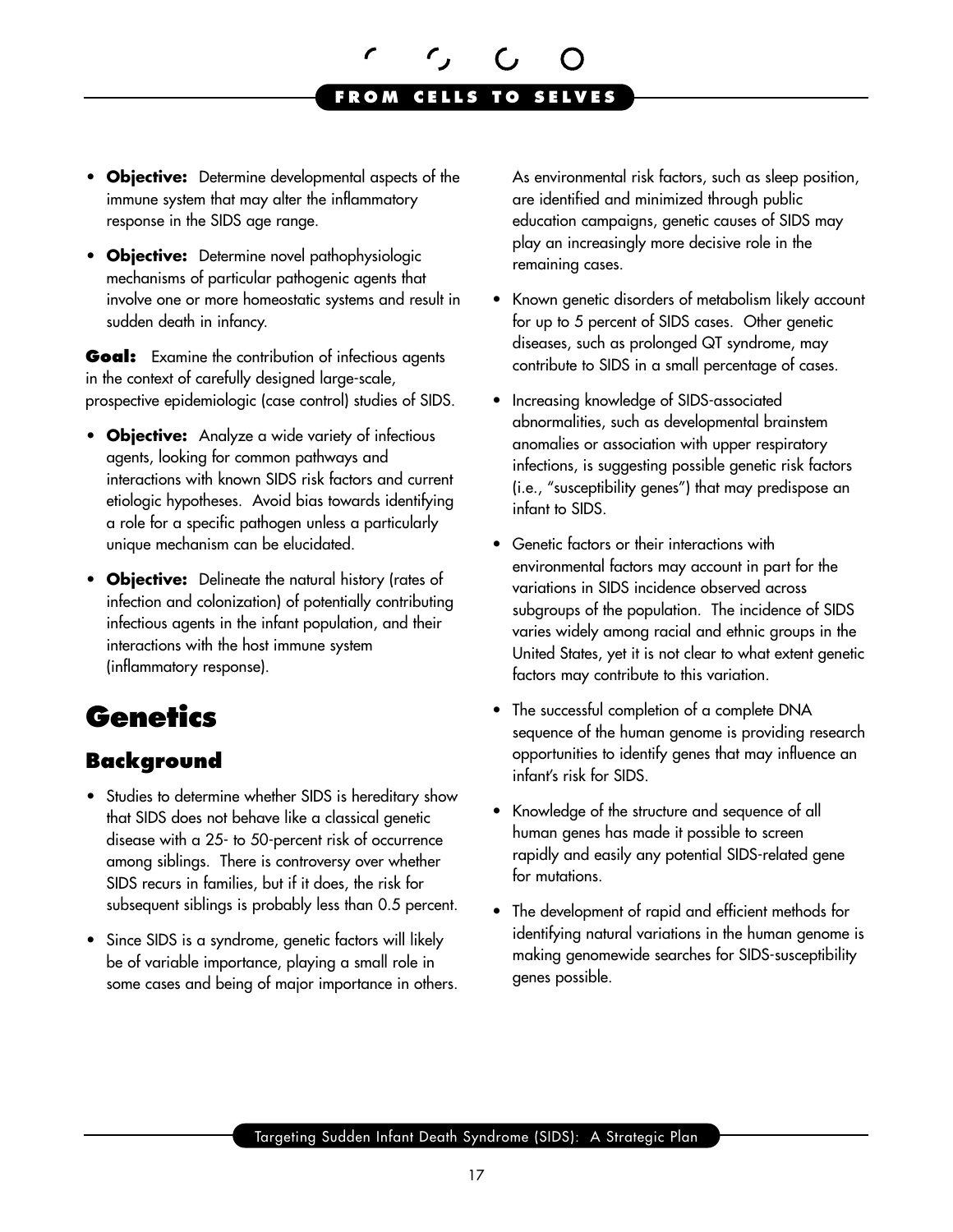- **Objective:** Determine developmental aspects of the immune system that may alter the inflammatory response in the SIDS age range.
- **Objective:** Determine novel pathophysiologic mechanisms of particular pathogenic agents that involve one or more homeostatic systems and result in sudden death in infancy.

**Goal:** Examine the contribution of infectious agents in the context of carefully designed large-scale, prospective epidemiologic (case control) studies of SIDS.

- **Objective:** Analyze a wide variety of infectious agents, looking for common pathways and interactions with known SIDS risk factors and current etiologic hypotheses. Avoid bias towards identifying a role for a specific pathogen unless a particularly unique mechanism can be elucidated.
- **Objective:** Delineate the natural history (rates of infection and colonization) of potentially contributing infectious agents in the infant population, and their interactions with the host immune system (inflammatory response).

# Genetics

## Background

- Studies to determine whether SIDS is hereditary show that SIDS does not behave like a classical genetic disease with a 25- to 50-percent risk of occurrence among siblings. There is controversy over whether SIDS recurs in families, but if it does, the risk for subsequent siblings is probably less than 0.5 percent.
- Since SIDS is a syndrome, genetic factors will likely be of variable importance, playing a small role in some cases and being of major importance in others. As environmental risk factors, such as sleep position, are identified and minimized through public education campaigns, genetic causes of SIDS may play an increasingly more decisive role in the remaining cases.
- Known genetic disorders of metabolism likely account for up to 5 percent of SIDS cases. Other genetic diseases, such as prolonged QT syndrome, may contribute to SIDS in a small percentage of cases.
- Increasing knowledge of SIDS-associated abnormalities, such as developmental brainstem anomalies or association with upper respiratory infections, is suggesting possible genetic risk factors (i.e., "susceptibility genes") that may predispose an infant to SIDS.
- Genetic factors or their interactions with environmental factors may account in part for the variations in SIDS incidence observed across subgroups of the population. The incidence of SIDS varies widely among racial and ethnic groups in the United States, yet it is not clear to what extent genetic factors may contribute to this variation.
- The successful completion of a complete DNA sequence of the human genome is providing research opportunities to identify genes that may influence an infant's risk for SIDS.
- Knowledge of the structure and sequence of all human genes has made it possible to screen rapidly and easily any potential SIDS-related gene for mutations.
- The development of rapid and efficient methods for identifying natural variations in the human genome is making genomewide searches for SIDS-susceptibility genes possible.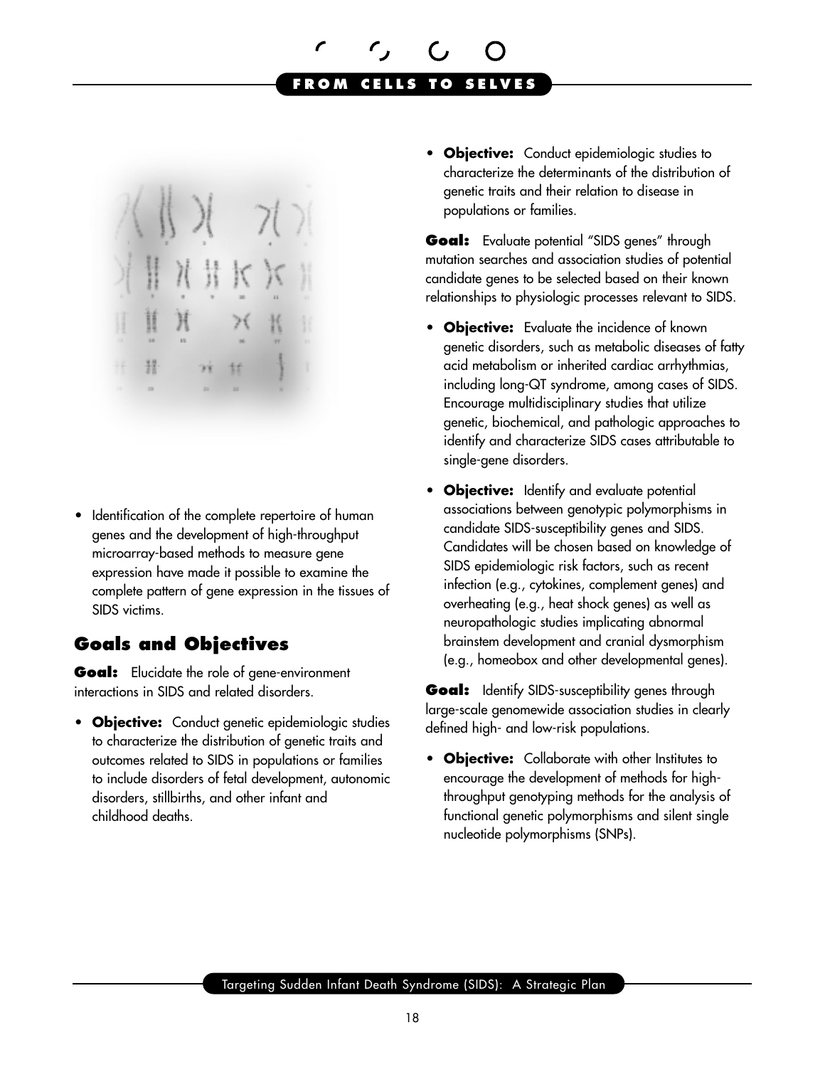- Identification of the complete repertoire of human genes and the development of high-throughput microarray-based methods to measure gene expression have made it possible to examine the complete pattern of gene expression in the tissues of SIDS victims.

## Goals and Objectives

**Goal:** Elucidate the role of gene-environment interactions in SIDS and related disorders.

- **Objective:** Conduct genetic epidemiologic studies to characterize the distribution of genetic traits and outcomes related to SIDS in populations or families to include disorders of fetal development, autonomic disorders, stillbirths, and other infant and childhood deaths.
- **Objective:** Conduct epidemiologic studies to characterize the determinants of the distribution of genetic traits and their relation to disease in populations or families.

**Goal:** Evaluate potential "SIDS genes" through mutation searches and association studies of potential candidate genes to be selected based on their known relationships to physiologic processes relevant to SIDS.

- **Objective:** Evaluate the incidence of known genetic disorders, such as metabolic diseases of fatty acid metabolism or inherited cardiac arrhythmias, including long-QT syndrome, among cases of SIDS. Encourage multidisciplinary studies that utilize genetic, biochemical, and pathologic approaches to identify and characterize SIDS cases attributable to single-gene disorders.
- **Objective:** Identify and evaluate potential associations between genotypic polymorphisms in candidate SIDS-susceptibility genes and SIDS. Candidates will be chosen based on knowledge of SIDS epidemiologic risk factors, such as recent infection (e.g., cytokines, complement genes) and overheating (e.g., heat shock genes) as well as neuropathologic studies implicating abnormal brainstem development and cranial dysmorphism (e.g., homeobox and other developmental genes).

**Goal:** Identify SIDS-susceptibility genes through large-scale genomewide association studies in clearly defined high- and low-risk populations.

- **Objective:** Collaborate with other Institutes to encourage the development of methods for high-throughput genotyping methods for the analysis of functional genetic polymorphisms and silent single nucleotide polymorphisms (SNPs).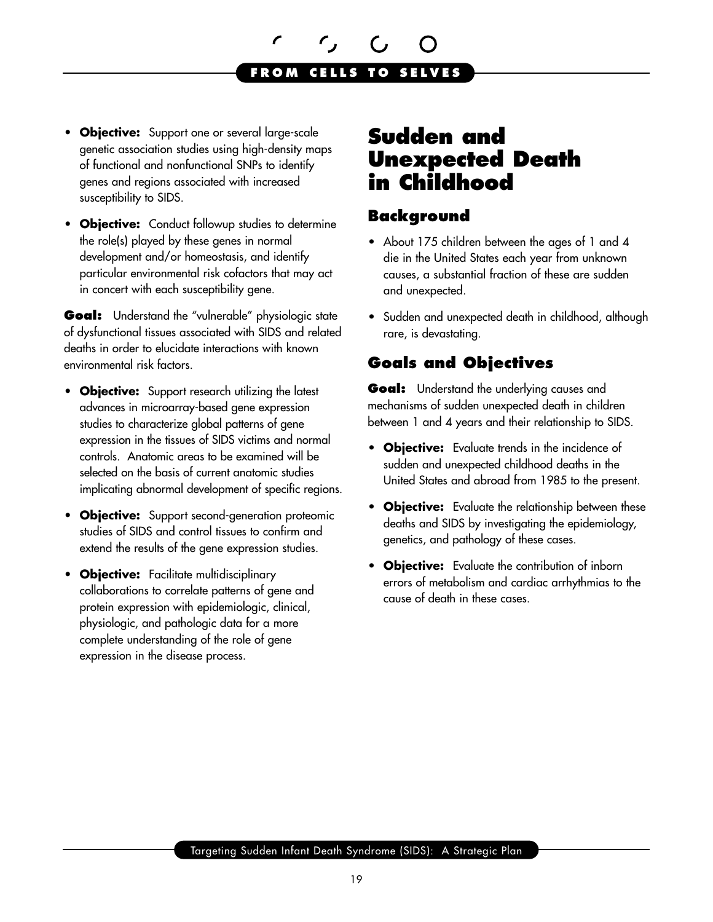- **Objective:** Support one or several large-scale genetic association studies using high-density maps of functional and nonfunctional SNPs to identify genes and regions associated with increased susceptibility to SIDS.

- **Objective:** Conduct followup studies to determine the role(s) played by these genes in normal development and/or homeostasis, and identify particular environmental risk cofactors that may act in concert with each susceptibility gene.

**Goal:** Understand the "vulnerable" physiologic state of dysfunctional tissues associated with SIDS and related deaths in order to elucidate interactions with known environmental risk factors.

- **Objective:** Support research utilizing the latest advances in microarray-based gene expression studies to characterize global patterns of gene expression in the tissues of SIDS victims and normal controls. Anatomic areas to be examined will be selected on the basis of current anatomic studies implicating abnormal development of specific regions.

- **Objective:** Support second-generation proteomic studies of SIDS and control tissues to confirm and extend the results of the gene expression studies.

- **Objective:** Facilitate multidisciplinary collaborations to correlate patterns of gene and protein expression with epidemiologic, clinical, physiologic, and pathologic data for a more complete understanding of the role of gene expression in the disease process.

# Sudden and Unexpected Death in Childhood

## Background

- About 175 children between the ages of 1 and 4 die in the United States each year from unknown causes, a substantial fraction of these are sudden and unexpected.

- Sudden and unexpected death in childhood, although rare, is devastating.

## Goals and Objectives

**Goal:** Understand the underlying causes and mechanisms of sudden unexpected death in children between 1 and 4 years and their relationship to SIDS.

- **Objective:** Evaluate trends in the incidence of sudden and unexpected childhood deaths in the United States and abroad from 1985 to the present.

- **Objective:** Evaluate the relationship between these deaths and SIDS by investigating the epidemiology, genetics, and pathology of these cases.

- **Objective:** Evaluate the contribution of inborn errors of metabolism and cardiac arrhythmias to the cause of death in these cases.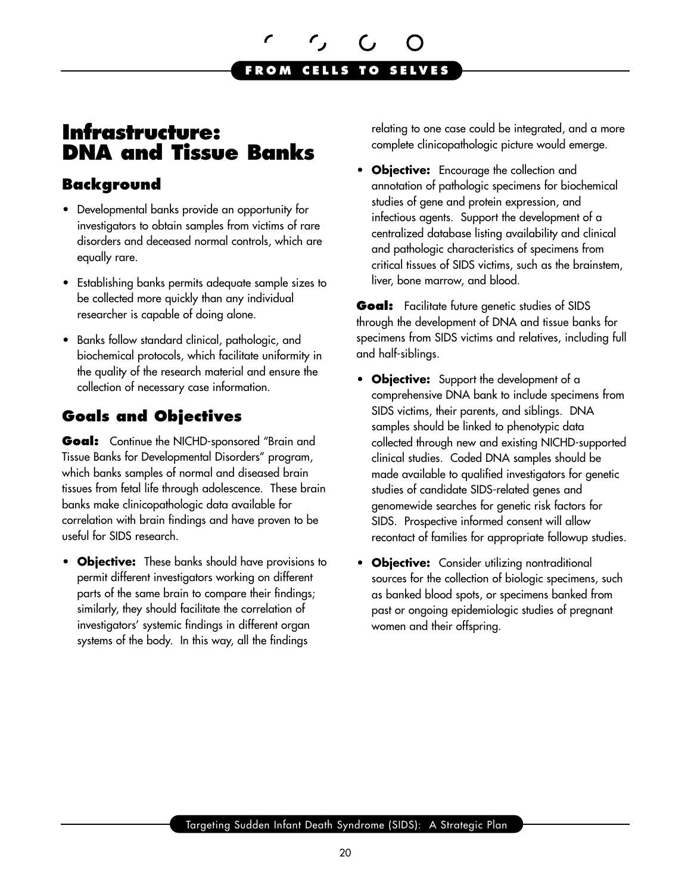# Infrastructure: DNA and Tissue Banks

## Background

- Developmental banks provide an opportunity for investigators to obtain samples from victims of rare disorders and deceased normal controls, which are equally rare.
- Establishing banks permits adequate sample sizes to be collected more quickly than any individual researcher is capable of doing alone.
- Banks follow standard clinical, pathologic, and biochemical protocols, which facilitate uniformity in the quality of the research material and ensure the collection of necessary case information.

## Goals and Objectives

**Goal:** Continue the NICHD-sponsored "Brain and Tissue Banks for Developmental Disorders" program, which banks samples of normal and diseased brain tissues from fetal life through adolescence. These brain banks make clinicopathologic data available for correlation with brain findings and have proven to be useful for SIDS research.

- **Objective:** These banks should have provisions to permit different investigators working on different parts of the same brain to compare their findings; similarly, they should facilitate the correlation of investigators' systemic findings in different organ systems of the body. In this way, all the findings relating to one case could be integrated, and a more complete clinicopathologic picture would emerge.
- **Objective:** Encourage the collection and annotation of pathologic specimens for biochemical studies of gene and protein expression, and infectious agents. Support the development of a centralized database listing availability and clinical and pathologic characteristics of specimens from critical tissues of SIDS victims, such as the brainstem, liver, bone marrow, and blood.

**Goal:** Facilitate future genetic studies of SIDS through the development of DNA and tissue banks for specimens from SIDS victims and relatives, including full and half-siblings.

- **Objective:** Support the development of a comprehensive DNA bank to include specimens from SIDS victims, their parents, and siblings. DNA samples should be linked to phenotypic data collected through new and existing NICHD-supported clinical studies. Coded DNA samples should be made available to qualified investigators for genetic studies of candidate SIDS-related genes and genomewide searches for genetic risk factors for SIDS. Prospective informed consent will allow recontact of families for appropriate followup studies.
- **Objective:** Consider utilizing nontraditional sources for the collection of biologic specimens, such as banked blood spots, or specimens banked from past or ongoing epidemiologic studies of pregnant women and their offspring.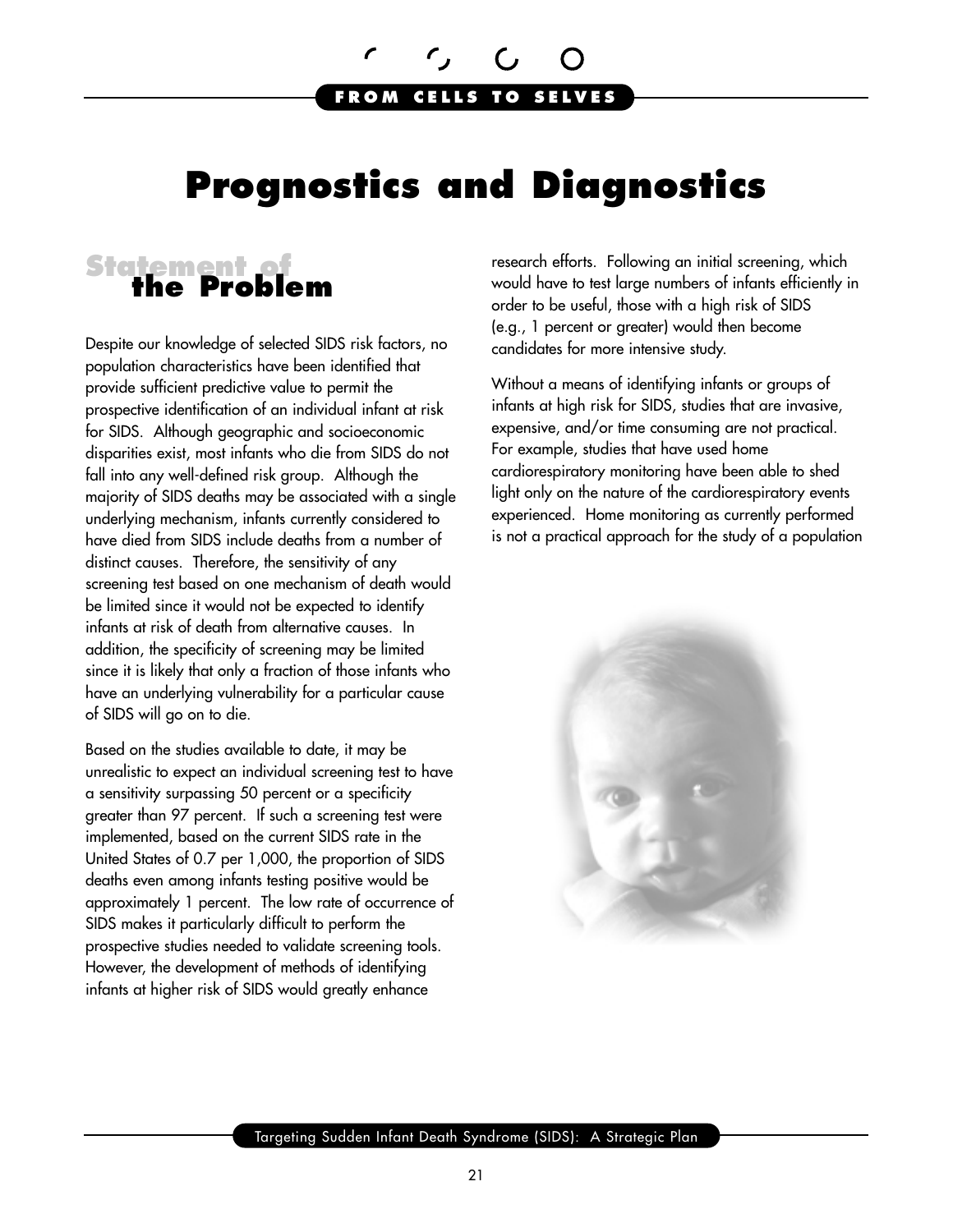# Prognostics and Diagnostics

## Statement of the Problem

Despite our knowledge of selected SIDS risk factors, no population characteristics have been identified that provide sufficient predictive value to permit the prospective identification of an individual infant at risk for SIDS. Although geographic and socioeconomic disparities exist, most infants who die from SIDS do not fall into any well-defined risk group. Although the majority of SIDS deaths may be associated with a single underlying mechanism, infants currently considered to have died from SIDS include deaths from a number of distinct causes. Therefore, the sensitivity of any screening test based on one mechanism of death would be limited since it would not be expected to identify infants at risk of death from alternative causes. In addition, the specificity of screening may be limited since it is likely that only a fraction of those infants who have an underlying vulnerability for a particular cause of SIDS will go on to die.

Based on the studies available to date, it may be unrealistic to expect an individual screening test to have a sensitivity surpassing 50 percent or a specificity greater than 97 percent. If such a screening test were implemented, based on the current SIDS rate in the United States of 0.7 per 1,000, the proportion of SIDS deaths even among infants testing positive would be approximately 1 percent. The low rate of occurrence of SIDS makes it particularly difficult to perform the prospective studies needed to validate screening tools. However, the development of methods of identifying infants at higher risk of SIDS would greatly enhance research efforts. Following an initial screening, which would have to test large numbers of infants efficiently in order to be useful, those with a high risk of SIDS (e.g., 1 percent or greater) would then become candidates for more intensive study.

Without a means of identifying infants or groups of infants at high risk for SIDS, studies that are invasive, expensive, and/or time consuming are not practical. For example, studies that have used home cardiorespiratory monitoring have been able to shed light only on the nature of the cardiorespiratory events experienced. Home monitoring as currently performed is not a practical approach for the study of a population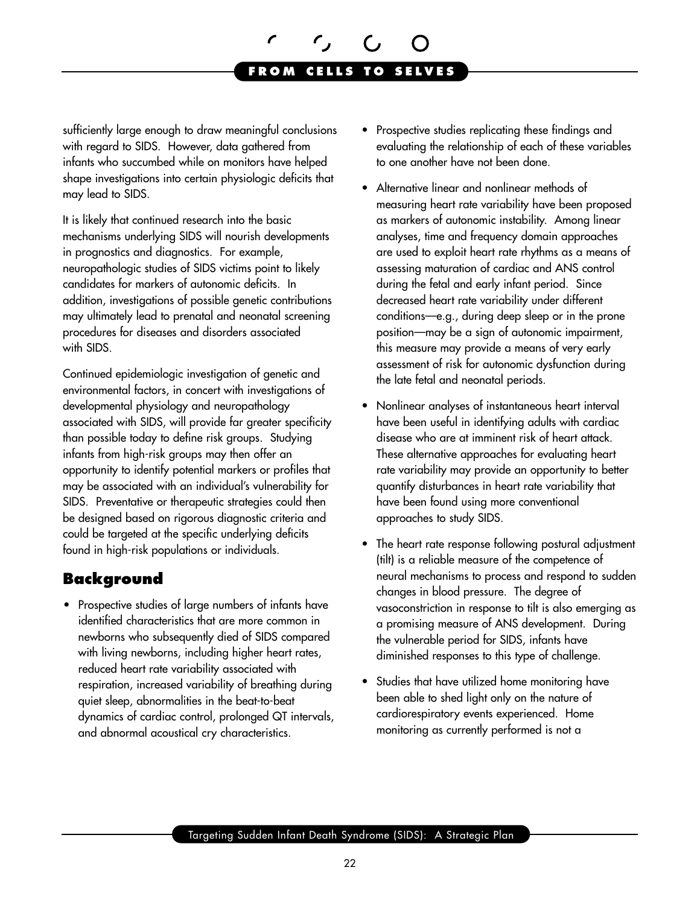sufficiently large enough to draw meaningful conclusions with regard to SIDS. However, data gathered from infants who succumbed while on monitors have helped shape investigations into certain physiologic deficits that may lead to SIDS.

It is likely that continued research into the basic mechanisms underlying SIDS will nourish developments in prognostics and diagnostics. For example, neuropathologic studies of SIDS victims point to likely candidates for markers of autonomic deficits. In addition, investigations of possible genetic contributions may ultimately lead to prenatal and neonatal screening procedures for diseases and disorders associated with SIDS.

Continued epidemiologic investigation of genetic and environmental factors, in concert with investigations of developmental physiology and neuropathology associated with SIDS, will provide far greater specificity than possible today to define risk groups. Studying infants from high-risk groups may then offer an opportunity to identify potential markers or profiles that may be associated with an individual's vulnerability for SIDS. Preventative or therapeutic strategies could then be designed based on rigorous diagnostic criteria and could be targeted at the specific underlying deficits found in high-risk populations or individuals.

## Background

- Prospective studies of large numbers of infants have identified characteristics that are more common in newborns who subsequently died of SIDS compared with living newborns, including higher heart rates, reduced heart rate variability associated with respiration, increased variability of breathing during quiet sleep, abnormalities in the beat-to-beat dynamics of cardiac control, prolonged QT intervals, and abnormal acoustical cry characteristics.
- Prospective studies replicating these findings and evaluating the relationship of each of these variables to one another have not been done.
- Alternative linear and nonlinear methods of measuring heart rate variability have been proposed as markers of autonomic instability. Among linear analyses, time and frequency domain approaches are used to exploit heart rate rhythms as a means of assessing maturation of cardiac and ANS control during the fetal and early infant period. Since decreased heart rate variability under different conditions—e.g., during deep sleep or in the prone position—may be a sign of autonomic impairment, this measure may provide a means of very early assessment of risk for autonomic dysfunction during the late fetal and neonatal periods.
- Nonlinear analyses of instantaneous heart interval have been useful in identifying adults with cardiac disease who are at imminent risk of heart attack. These alternative approaches for evaluating heart rate variability may provide an opportunity to better quantify disturbances in heart rate variability that have been found using more conventional approaches to study SIDS.
- The heart rate response following postural adjustment (tilt) is a reliable measure of the competence of neural mechanisms to process and respond to sudden changes in blood pressure. The degree of vasoconstriction in response to tilt is also emerging as a promising measure of ANS development. During the vulnerable period for SIDS, infants have diminished responses to this type of challenge.
- Studies that have utilized home monitoring have been able to shed light only on the nature of cardiorespiratory events experienced. Home monitoring as currently performed is not a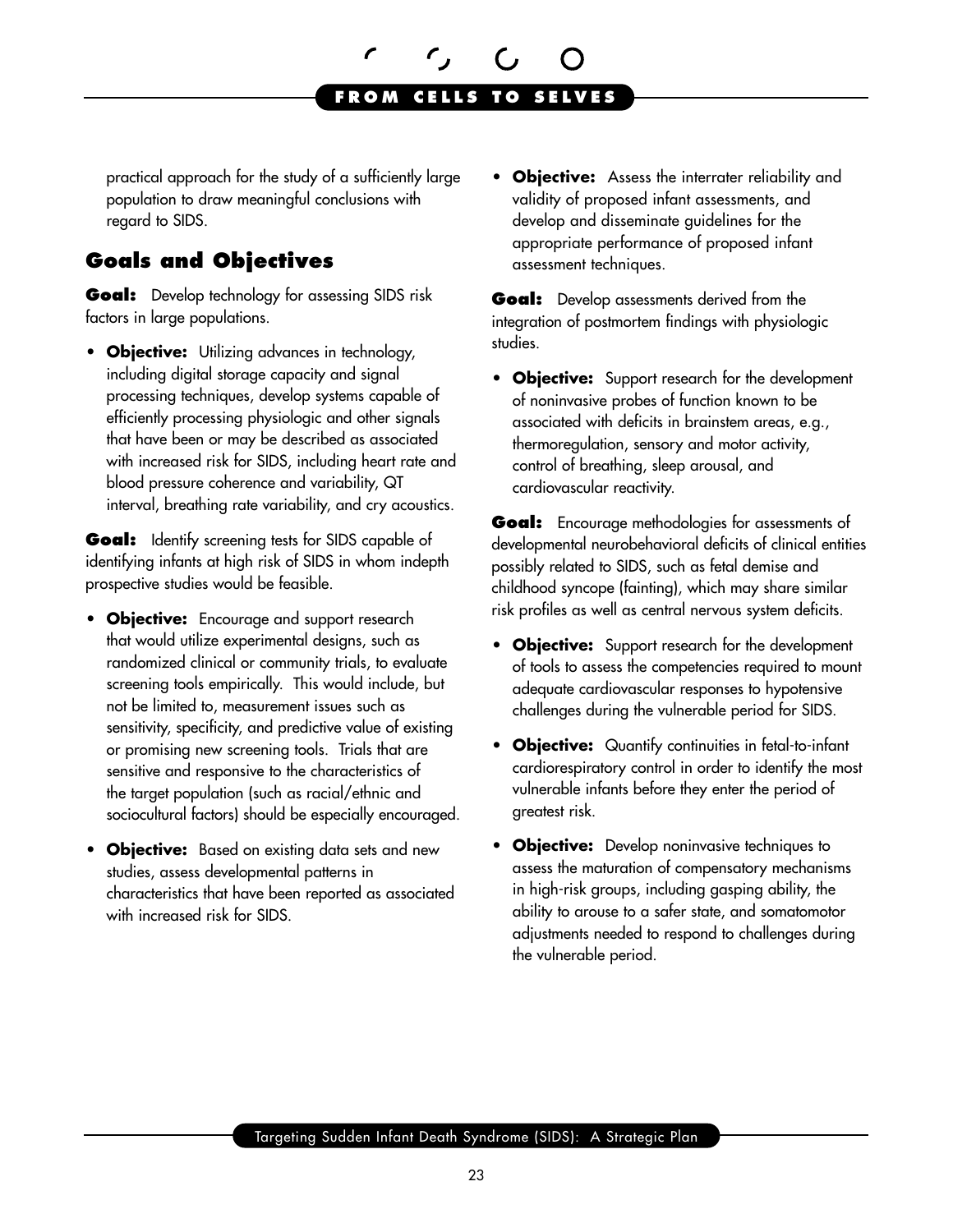practical approach for the study of a sufficiently large population to draw meaningful conclusions with regard to SIDS.

## Goals and Objectives

**Goal:** Develop technology for assessing SIDS risk factors in large populations.

- **Objective:** Utilizing advances in technology, including digital storage capacity and signal processing techniques, develop systems capable of efficiently processing physiologic and other signals that have been or may be described as associated with increased risk for SIDS, including heart rate and blood pressure coherence and variability, QT interval, breathing rate variability, and cry acoustics.

**Goal:** Identify screening tests for SIDS capable of identifying infants at high risk of SIDS in whom indepth prospective studies would be feasible.

- **Objective:** Encourage and support research that would utilize experimental designs, such as randomized clinical or community trials, to evaluate screening tools empirically. This would include, but not be limited to, measurement issues such as sensitivity, specificity, and predictive value of existing or promising new screening tools. Trials that are sensitive and responsive to the characteristics of the target population (such as racial/ethnic and sociocultural factors) should be especially encouraged.
- **Objective:** Based on existing data sets and new studies, assess developmental patterns in characteristics that have been reported as associated with increased risk for SIDS.
- **Objective:** Assess the interrater reliability and validity of proposed infant assessments, and develop and disseminate guidelines for the appropriate performance of proposed infant assessment techniques.

**Goal:** Develop assessments derived from the integration of postmortem findings with physiologic studies.

- **Objective:** Support research for the development of noninvasive probes of function known to be associated with deficits in brainstem areas, e.g., thermoregulation, sensory and motor activity, control of breathing, sleep arousal, and cardiovascular reactivity.

**Goal:** Encourage methodologies for assessments of developmental neurobehavioral deficits of clinical entities possibly related to SIDS, such as fetal demise and childhood syncope (fainting), which may share similar risk profiles as well as central nervous system deficits.

- **Objective:** Support research for the development of tools to assess the competencies required to mount adequate cardiovascular responses to hypotensive challenges during the vulnerable period for SIDS.
- **Objective:** Quantify continuities in fetal-to-infant cardiorespiratory control in order to identify the most vulnerable infants before they enter the period of greatest risk.
- **Objective:** Develop noninvasive techniques to assess the maturation of compensatory mechanisms in high-risk groups, including gasping ability, the ability to arouse to a safer state, and somatomotor adjustments needed to respond to challenges during the vulnerable period.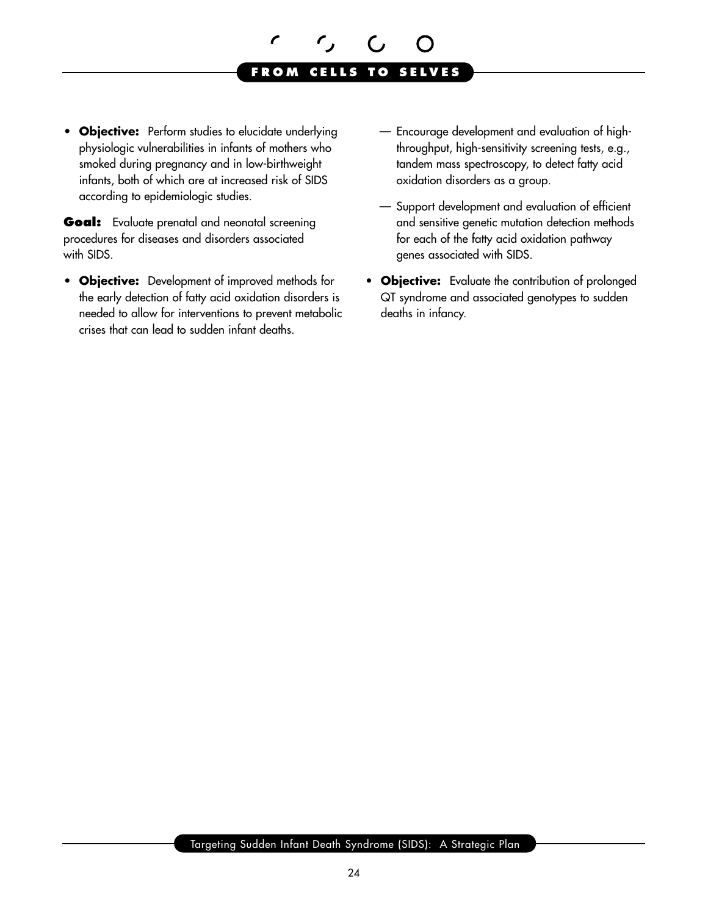- **Objective:** Perform studies to elucidate underlying physiologic vulnerabilities in infants of mothers who smoked during pregnancy and in low-birthweight infants, both of which are at increased risk of SIDS according to epidemiologic studies.

**Goal:** Evaluate prenatal and neonatal screening procedures for diseases and disorders associated with SIDS.

- **Objective:** Development of improved methods for the early detection of fatty acid oxidation disorders is needed to allow for interventions to prevent metabolic crises that can lead to sudden infant deaths.
  - — Encourage development and evaluation of high-throughput, high-sensitivity screening tests, e.g., tandem mass spectroscopy, to detect fatty acid oxidation disorders as a group.
  - — Support development and evaluation of efficient and sensitive genetic mutation detection methods for each of the fatty acid oxidation pathway genes associated with SIDS.
- **Objective:** Evaluate the contribution of prolonged QT syndrome and associated genotypes to sudden deaths in infancy.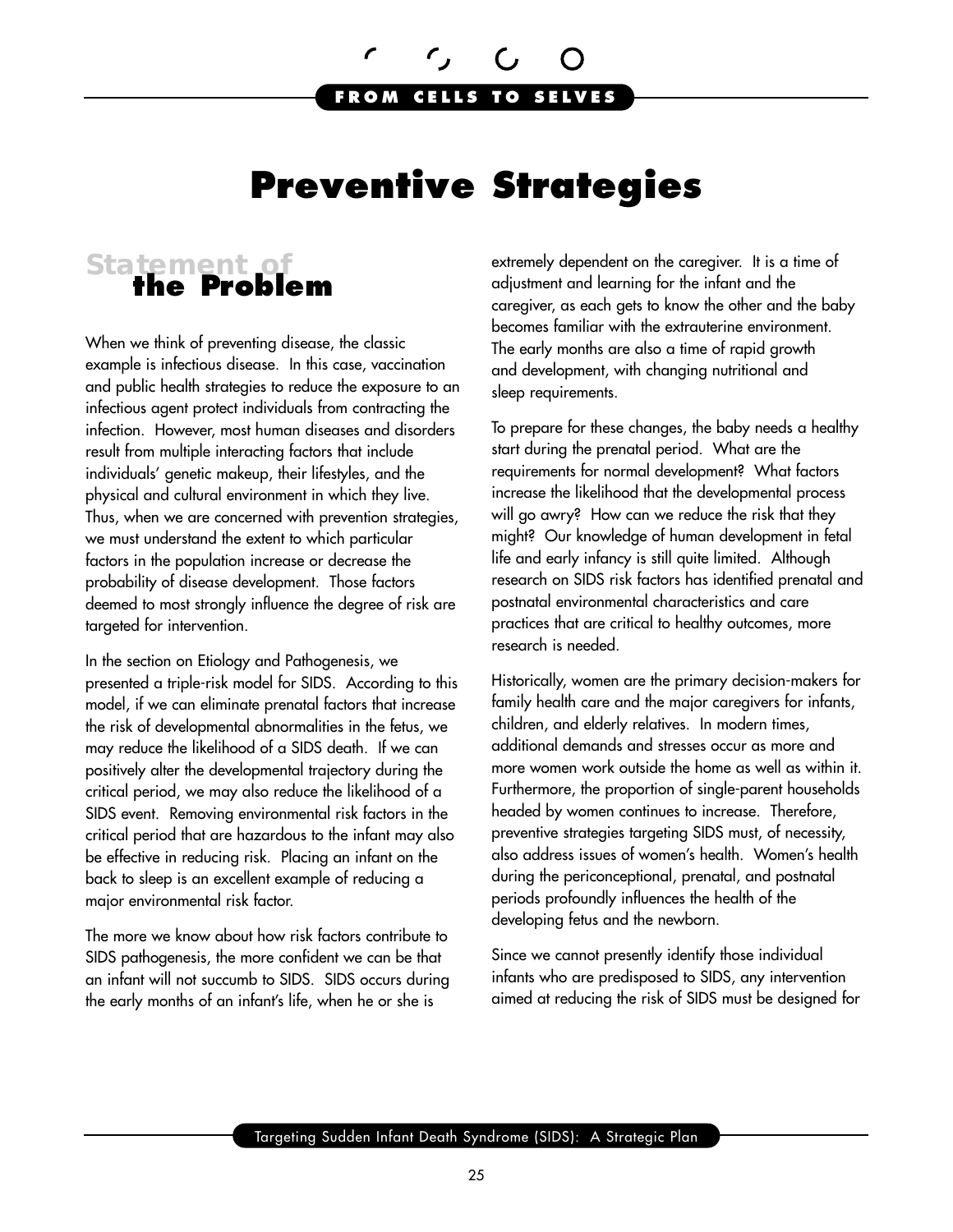# Preventive Strategies

## Statement of the Problem

When we think of preventing disease, the classic example is infectious disease. In this case, vaccination and public health strategies to reduce the exposure to an infectious agent protect individuals from contracting the infection. However, most human diseases and disorders result from multiple interacting factors that include individuals' genetic makeup, their lifestyles, and the physical and cultural environment in which they live. Thus, when we are concerned with prevention strategies, we must understand the extent to which particular factors in the population increase or decrease the probability of disease development. Those factors deemed to most strongly influence the degree of risk are targeted for intervention.

In the section on Etiology and Pathogenesis, we presented a triple-risk model for SIDS. According to this model, if we can eliminate prenatal factors that increase the risk of developmental abnormalities in the fetus, we may reduce the likelihood of a SIDS death. If we can positively alter the developmental trajectory during the critical period, we may also reduce the likelihood of a SIDS event. Removing environmental risk factors in the critical period that are hazardous to the infant may also be effective in reducing risk. Placing an infant on the back to sleep is an excellent example of reducing a major environmental risk factor.

The more we know about how risk factors contribute to SIDS pathogenesis, the more confident we can be that an infant will not succumb to SIDS. SIDS occurs during the early months of an infant's life, when he or she is extremely dependent on the caregiver. It is a time of adjustment and learning for the infant and the caregiver, as each gets to know the other and the baby becomes familiar with the extrauterine environment. The early months are also a time of rapid growth and development, with changing nutritional and sleep requirements.

To prepare for these changes, the baby needs a healthy start during the prenatal period. What are the requirements for normal development? What factors increase the likelihood that the developmental process will go awry? How can we reduce the risk that they might? Our knowledge of human development in fetal life and early infancy is still quite limited. Although research on SIDS risk factors has identified prenatal and postnatal environmental characteristics and care practices that are critical to healthy outcomes, more research is needed.

Historically, women are the primary decision-makers for family health care and the major caregivers for infants, children, and elderly relatives. In modern times, additional demands and stresses occur as more and more women work outside the home as well as within it. Furthermore, the proportion of single-parent households headed by women continues to increase. Therefore, preventive strategies targeting SIDS must, of necessity, also address issues of women's health. Women's health during the periconceptional, prenatal, and postnatal periods profoundly influences the health of the developing fetus and the newborn.

Since we cannot presently identify those individual infants who are predisposed to SIDS, any intervention aimed at reducing the risk of SIDS must be designed for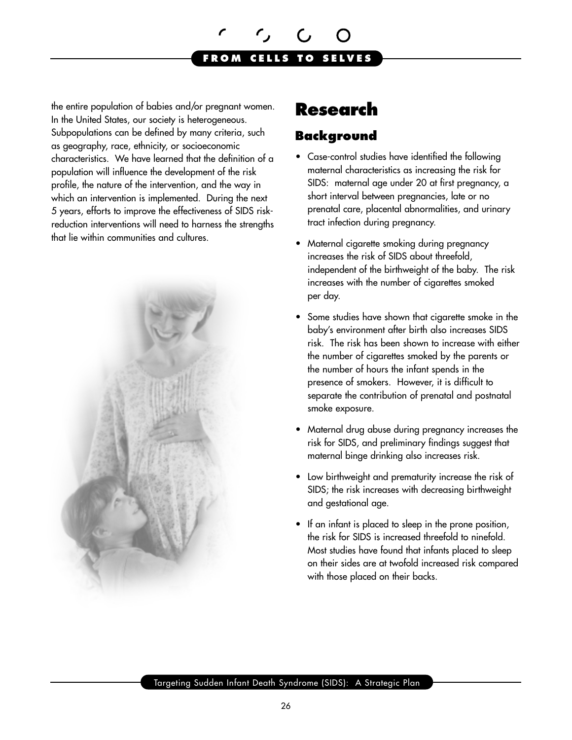the entire population of babies and/or pregnant women. In the United States, our society is heterogeneous. Subpopulations can be defined by many criteria, such as geography, race, ethnicity, or socioeconomic characteristics. We have learned that the definition of a population will influence the development of the risk profile, the nature of the intervention, and the way in which an intervention is implemented. During the next 5 years, efforts to improve the effectiveness of SIDS risk-reduction interventions will need to harness the strengths that lie within communities and cultures.

# Research

## Background

- Case-control studies have identified the following maternal characteristics as increasing the risk for SIDS: maternal age under 20 at first pregnancy, a short interval between pregnancies, late or no prenatal care, placental abnormalities, and urinary tract infection during pregnancy.
- Maternal cigarette smoking during pregnancy increases the risk of SIDS about threefold, independent of the birthweight of the baby. The risk increases with the number of cigarettes smoked per day.
- Some studies have shown that cigarette smoke in the baby's environment after birth also increases SIDS risk. The risk has been shown to increase with either the number of cigarettes smoked by the parents or the number of hours the infant spends in the presence of smokers. However, it is difficult to separate the contribution of prenatal and postnatal smoke exposure.
- Maternal drug abuse during pregnancy increases the risk for SIDS, and preliminary findings suggest that maternal binge drinking also increases risk.
- Low birthweight and prematurity increase the risk of SIDS; the risk increases with decreasing birthweight and gestational age.
- If an infant is placed to sleep in the prone position, the risk for SIDS is increased threefold to ninefold. Most studies have found that infants placed to sleep on their sides are at twofold increased risk compared with those placed on their backs.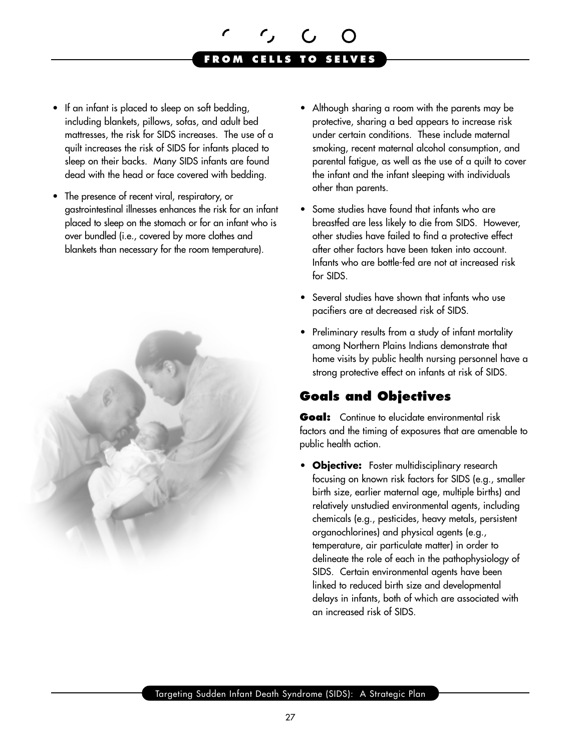- If an infant is placed to sleep on soft bedding, including blankets, pillows, sofas, and adult bed mattresses, the risk for SIDS increases. The use of a quilt increases the risk of SIDS for infants placed to sleep on their backs. Many SIDS infants are found dead with the head or face covered with bedding.
- The presence of recent viral, respiratory, or gastrointestinal illnesses enhances the risk for an infant placed to sleep on the stomach or for an infant who is over bundled (i.e., covered by more clothes and blankets than necessary for the room temperature).
- Although sharing a room with the parents may be protective, sharing a bed appears to increase risk under certain conditions. These include maternal smoking, recent maternal alcohol consumption, and parental fatigue, as well as the use of a quilt to cover the infant and the infant sleeping with individuals other than parents.
- Some studies have found that infants who are breastfed are less likely to die from SIDS. However, other studies have failed to find a protective effect after other factors have been taken into account. Infants who are bottle-fed are not at increased risk for SIDS.
- Several studies have shown that infants who use pacifiers are at decreased risk of SIDS.
- Preliminary results from a study of infant mortality among Northern Plains Indians demonstrate that home visits by public health nursing personnel have a strong protective effect on infants at risk of SIDS.

## Goals and Objectives

**Goal:** Continue to elucidate environmental risk factors and the timing of exposures that are amenable to public health action.

- **Objective:** Foster multidisciplinary research focusing on known risk factors for SIDS (e.g., smaller birth size, earlier maternal age, multiple births) and relatively unstudied environmental agents, including chemicals (e.g., pesticides, heavy metals, persistent organochlorines) and physical agents (e.g., temperature, air particulate matter) in order to delineate the role of each in the pathophysiology of SIDS. Certain environmental agents have been linked to reduced birth size and developmental delays in infants, both of which are associated with an increased risk of SIDS.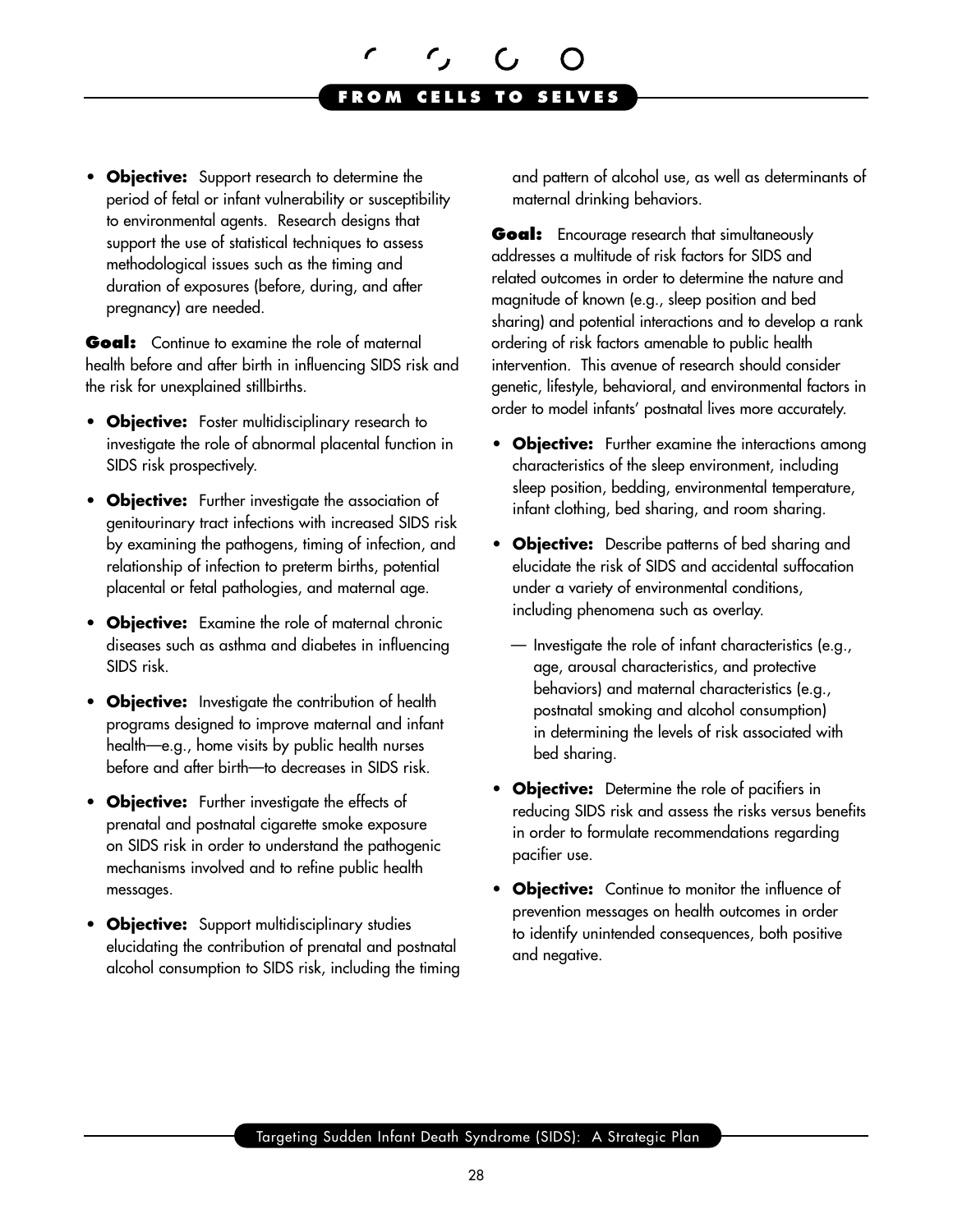- **Objective:** Support research to determine the period of fetal or infant vulnerability or susceptibility to environmental agents. Research designs that support the use of statistical techniques to assess methodological issues such as the timing and duration of exposures (before, during, and after pregnancy) are needed.

**Goal:** Continue to examine the role of maternal health before and after birth in influencing SIDS risk and the risk for unexplained stillbirths.

- **Objective:** Foster multidisciplinary research to investigate the role of abnormal placental function in SIDS risk prospectively.
- **Objective:** Further investigate the association of genitourinary tract infections with increased SIDS risk by examining the pathogens, timing of infection, and relationship of infection to preterm births, potential placental or fetal pathologies, and maternal age.
- **Objective:** Examine the role of maternal chronic diseases such as asthma and diabetes in influencing SIDS risk.
- **Objective:** Investigate the contribution of health programs designed to improve maternal and infant health—e.g., home visits by public health nurses before and after birth—to decreases in SIDS risk.
- **Objective:** Further investigate the effects of prenatal and postnatal cigarette smoke exposure on SIDS risk in order to understand the pathogenic mechanisms involved and to refine public health messages.
- **Objective:** Support multidisciplinary studies elucidating the contribution of prenatal and postnatal alcohol consumption to SIDS risk, including the timing and pattern of alcohol use, as well as determinants of maternal drinking behaviors.

**Goal:** Encourage research that simultaneously addresses a multitude of risk factors for SIDS and related outcomes in order to determine the nature and magnitude of known (e.g., sleep position and bed sharing) and potential interactions and to develop a rank ordering of risk factors amenable to public health intervention. This avenue of research should consider genetic, lifestyle, behavioral, and environmental factors in order to model infants' postnatal lives more accurately.

- **Objective:** Further examine the interactions among characteristics of the sleep environment, including sleep position, bedding, environmental temperature, infant clothing, bed sharing, and room sharing.
- **Objective:** Describe patterns of bed sharing and elucidate the risk of SIDS and accidental suffocation under a variety of environmental conditions, including phenomena such as overlay.
  - — Investigate the role of infant characteristics (e.g., age, arousal characteristics, and protective behaviors) and maternal characteristics (e.g., postnatal smoking and alcohol consumption) in determining the levels of risk associated with bed sharing.
- **Objective:** Determine the role of pacifiers in reducing SIDS risk and assess the risks versus benefits in order to formulate recommendations regarding pacifier use.
- **Objective:** Continue to monitor the influence of prevention messages on health outcomes in order to identify unintended consequences, both positive and negative.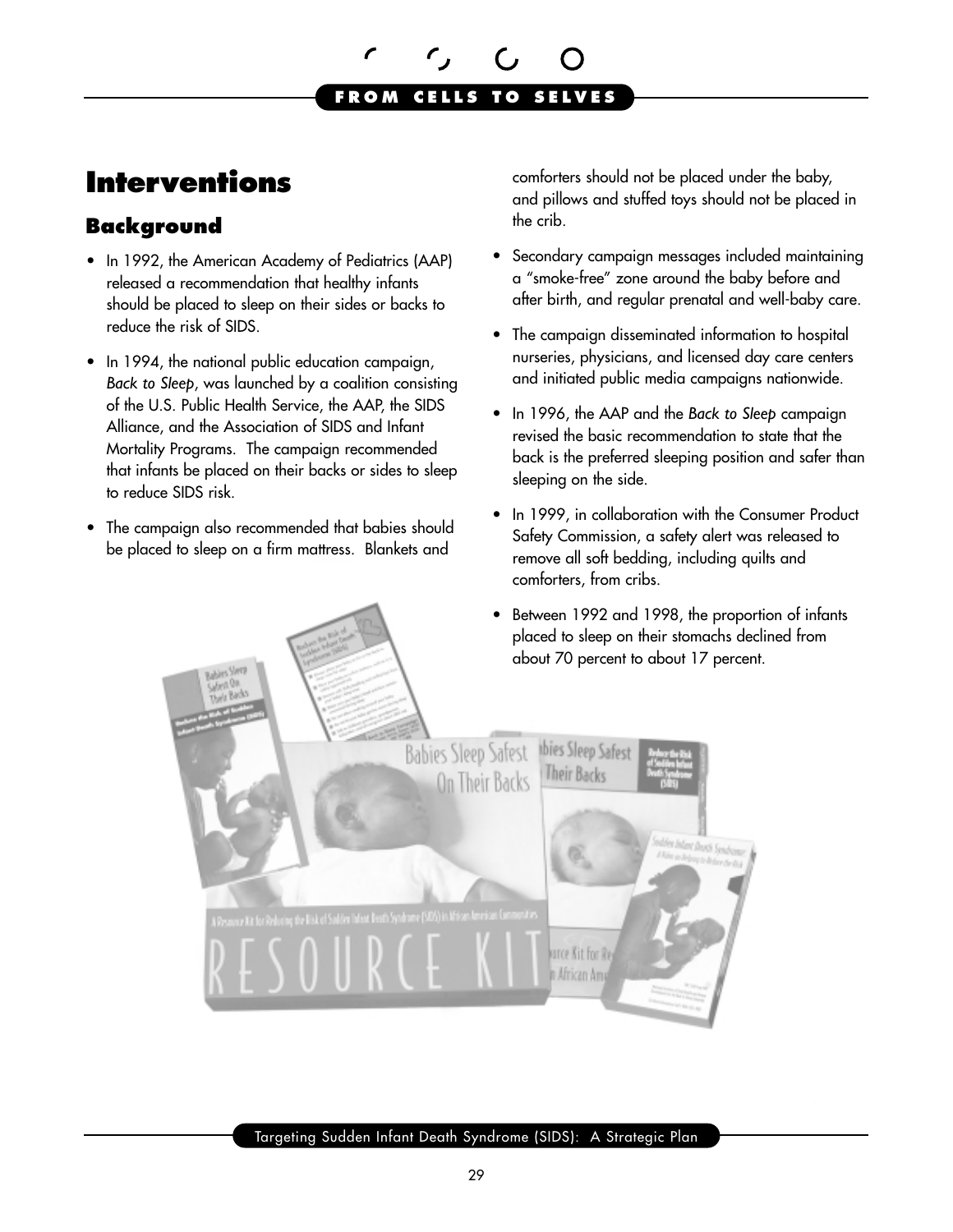# Interventions

## Background

- In 1992, the American Academy of Pediatrics (AAP) released a recommendation that healthy infants should be placed to sleep on their sides or backs to reduce the risk of SIDS.
- In 1994, the national public education campaign, *Back to Sleep*, was launched by a coalition consisting of the U.S. Public Health Service, the AAP, the SIDS Alliance, and the Association of SIDS and Infant Mortality Programs. The campaign recommended that infants be placed on their backs or sides to sleep to reduce SIDS risk.
- The campaign also recommended that babies should be placed to sleep on a firm mattress. Blankets and comforters should not be placed under the baby, and pillows and stuffed toys should not be placed in the crib.
- Secondary campaign messages included maintaining a "smoke-free" zone around the baby before and after birth, and regular prenatal and well-baby care.
- The campaign disseminated information to hospital nurseries, physicians, and licensed day care centers and initiated public media campaigns nationwide.
- In 1996, the AAP and the *Back to Sleep* campaign revised the basic recommendation to state that the back is the preferred sleeping position and safer than sleeping on the side.
- In 1999, in collaboration with the Consumer Product Safety Commission, a safety alert was released to remove all soft bedding, including quilts and comforters, from cribs.
- Between 1992 and 1998, the proportion of infants placed to sleep on their stomachs declined from about 70 percent to about 17 percent.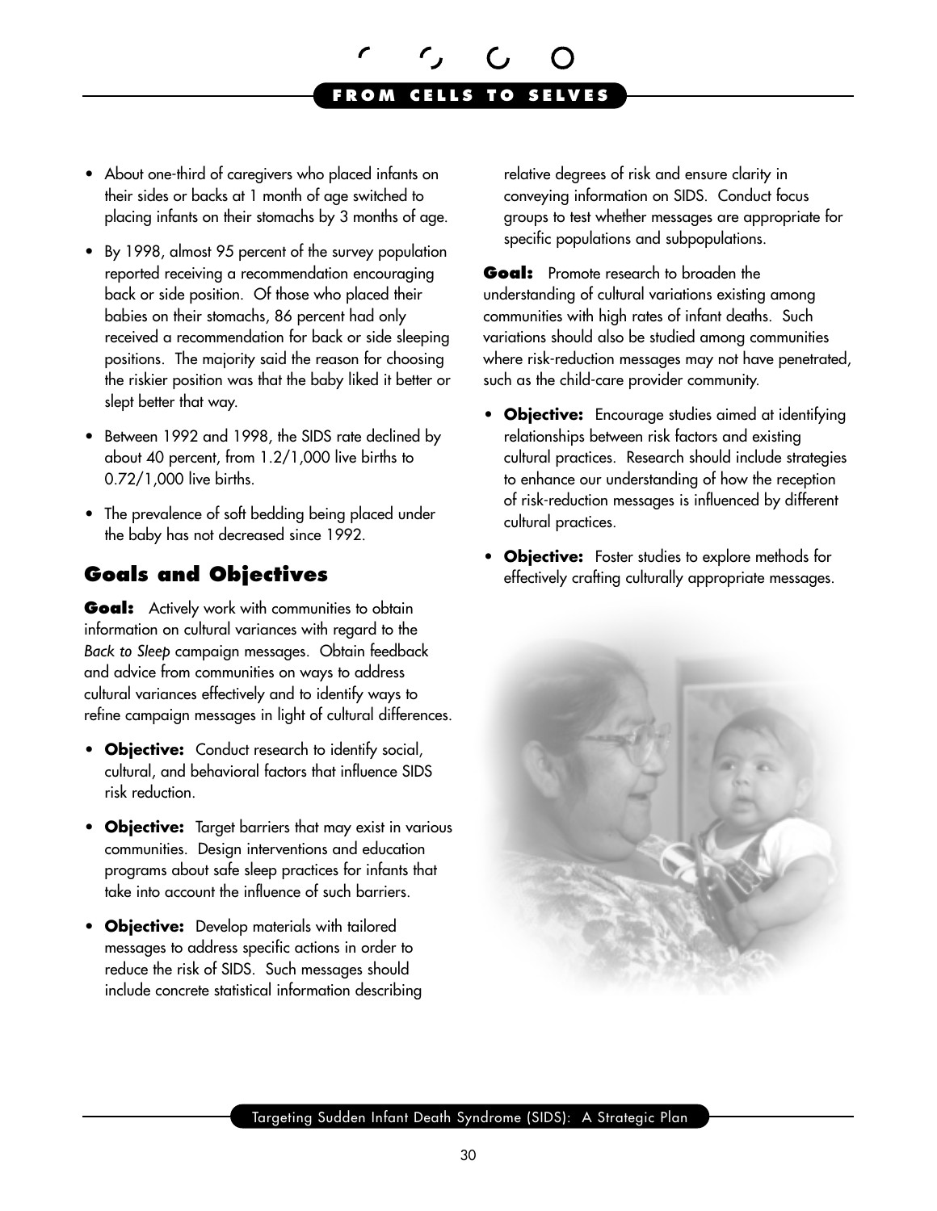- About one-third of caregivers who placed infants on their sides or backs at 1 month of age switched to placing infants on their stomachs by 3 months of age.
- By 1998, almost 95 percent of the survey population reported receiving a recommendation encouraging back or side position. Of those who placed their babies on their stomachs, 86 percent had only received a recommendation for back or side sleeping positions. The majority said the reason for choosing the riskier position was that the baby liked it better or slept better that way.
- Between 1992 and 1998, the SIDS rate declined by about 40 percent, from 1.2/1,000 live births to 0.72/1,000 live births.
- The prevalence of soft bedding being placed under the baby has not decreased since 1992.

## Goals and Objectives

**Goal:** Actively work with communities to obtain information on cultural variances with regard to the *Back to Sleep* campaign messages. Obtain feedback and advice from communities on ways to address cultural variances effectively and to identify ways to refine campaign messages in light of cultural differences.

- **Objective:** Conduct research to identify social, cultural, and behavioral factors that influence SIDS risk reduction.
- **Objective:** Target barriers that may exist in various communities. Design interventions and education programs about safe sleep practices for infants that take into account the influence of such barriers.
- **Objective:** Develop materials with tailored messages to address specific actions in order to reduce the risk of SIDS. Such messages should include concrete statistical information describing relative degrees of risk and ensure clarity in conveying information on SIDS. Conduct focus groups to test whether messages are appropriate for specific populations and subpopulations.

**Goal:** Promote research to broaden the understanding of cultural variations existing among communities with high rates of infant deaths. Such variations should also be studied among communities where risk-reduction messages may not have penetrated, such as the child-care provider community.

- **Objective:** Encourage studies aimed at identifying relationships between risk factors and existing cultural practices. Research should include strategies to enhance our understanding of how the reception of risk-reduction messages is influenced by different cultural practices.
- **Objective:** Foster studies to explore methods for effectively crafting culturally appropriate messages.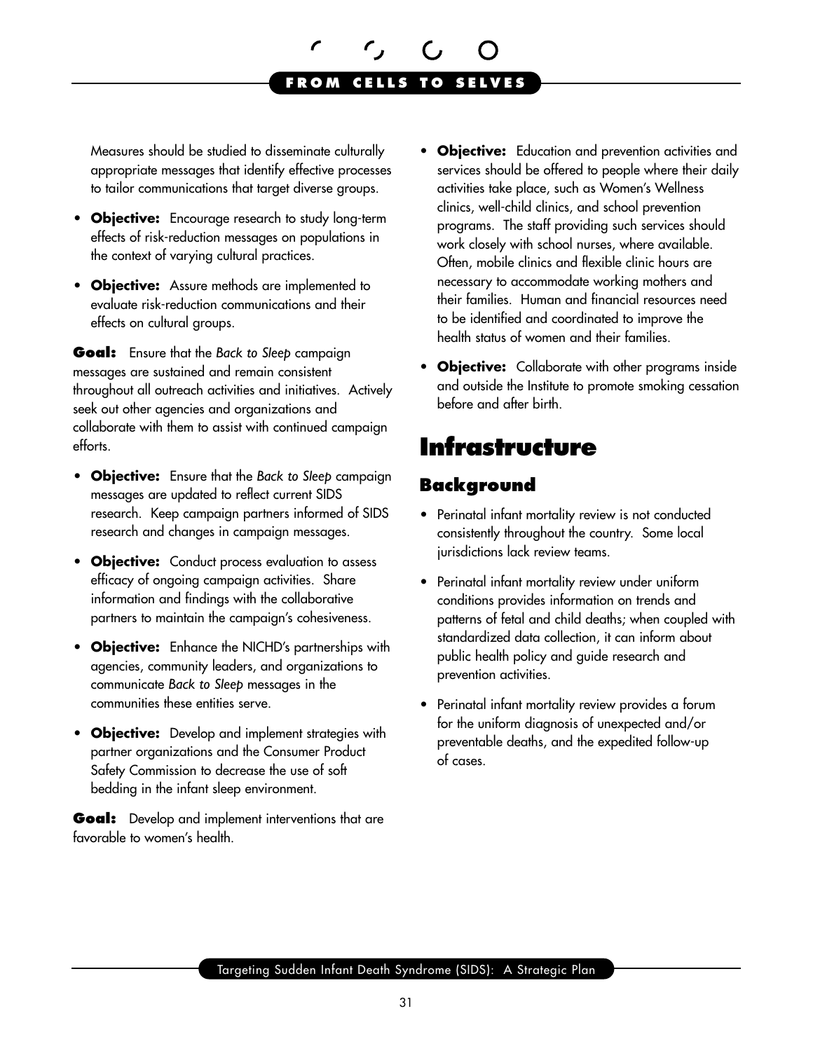Measures should be studied to disseminate culturally appropriate messages that identify effective processes to tailor communications that target diverse groups.

- **Objective:** Encourage research to study long-term effects of risk-reduction messages on populations in the context of varying cultural practices.
- **Objective:** Assure methods are implemented to evaluate risk-reduction communications and their effects on cultural groups.

**Goal:** Ensure that the *Back to Sleep* campaign messages are sustained and remain consistent throughout all outreach activities and initiatives. Actively seek out other agencies and organizations and collaborate with them to assist with continued campaign efforts.

- **Objective:** Ensure that the *Back to Sleep* campaign messages are updated to reflect current SIDS research. Keep campaign partners informed of SIDS research and changes in campaign messages.
- **Objective:** Conduct process evaluation to assess efficacy of ongoing campaign activities. Share information and findings with the collaborative partners to maintain the campaign's cohesiveness.
- **Objective:** Enhance the NICHD's partnerships with agencies, community leaders, and organizations to communicate *Back to Sleep* messages in the communities these entities serve.
- **Objective:** Develop and implement strategies with partner organizations and the Consumer Product Safety Commission to decrease the use of soft bedding in the infant sleep environment.

**Goal:** Develop and implement interventions that are favorable to women's health.

- **Objective:** Education and prevention activities and services should be offered to people where their daily activities take place, such as Women's Wellness clinics, well-child clinics, and school prevention programs. The staff providing such services should work closely with school nurses, where available. Often, mobile clinics and flexible clinic hours are necessary to accommodate working mothers and their families. Human and financial resources need to be identified and coordinated to improve the health status of women and their families.
- **Objective:** Collaborate with other programs inside and outside the Institute to promote smoking cessation before and after birth.

# Infrastructure

## Background

- Perinatal infant mortality review is not conducted consistently throughout the country. Some local jurisdictions lack review teams.
- Perinatal infant mortality review under uniform conditions provides information on trends and patterns of fetal and child deaths; when coupled with standardized data collection, it can inform about public health policy and guide research and prevention activities.
- Perinatal infant mortality review provides a forum for the uniform diagnosis of unexpected and/or preventable deaths, and the expedited follow-up of cases.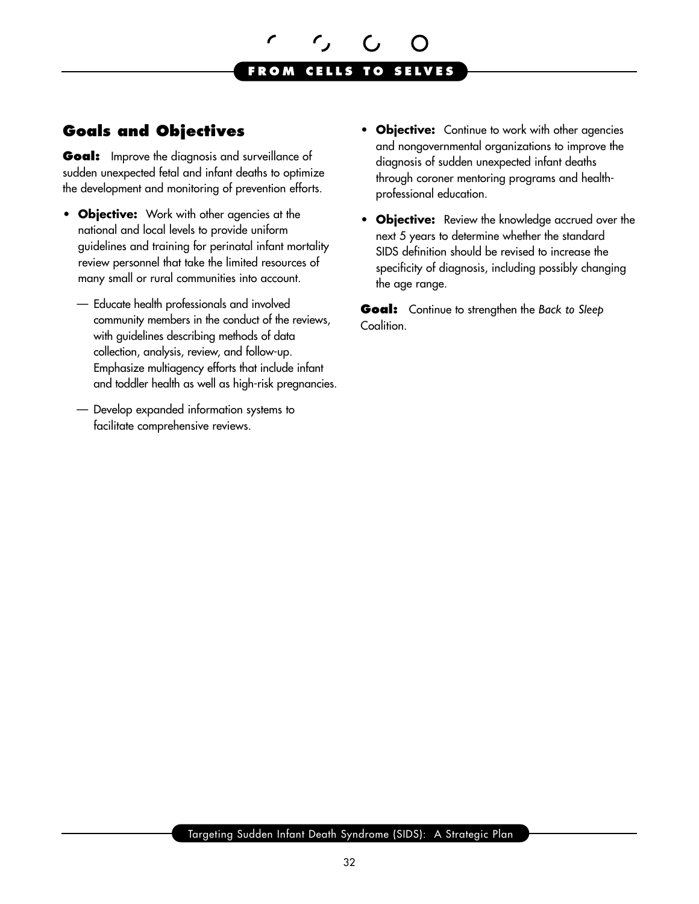## Goals and Objectives

**Goal:** Improve the diagnosis and surveillance of sudden unexpected fetal and infant deaths to optimize the development and monitoring of prevention efforts.

- **Objective:** Work with other agencies at the national and local levels to provide uniform guidelines and training for perinatal infant mortality review personnel that take the limited resources of many small or rural communities into account.
  - — Educate health professionals and involved community members in the conduct of the reviews, with guidelines describing methods of data collection, analysis, review, and follow-up. Emphasize multiagency efforts that include infant and toddler health as well as high-risk pregnancies.
  - — Develop expanded information systems to facilitate comprehensive reviews.
- **Objective:** Continue to work with other agencies and nongovernmental organizations to improve the diagnosis of sudden unexpected infant deaths through coroner mentoring programs and health-professional education.
- **Objective:** Review the knowledge accrued over the next 5 years to determine whether the standard SIDS definition should be revised to increase the specificity of diagnosis, including possibly changing the age range.

**Goal:** Continue to strengthen the *Back to Sleep* Coalition.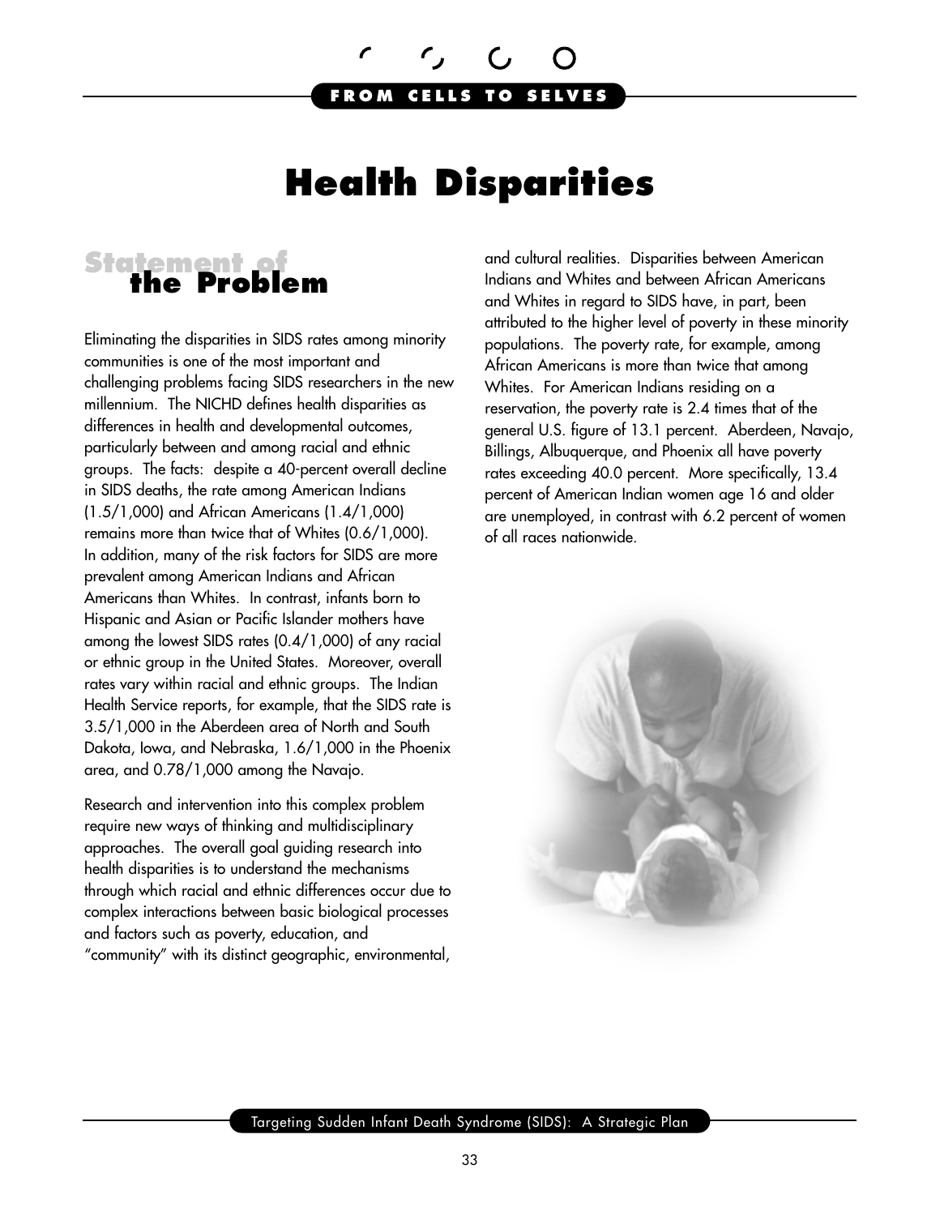# Health Disparities

## Statement of the Problem

Eliminating the disparities in SIDS rates among minority communities is one of the most important and challenging problems facing SIDS researchers in the new millennium. The NICHD defines health disparities as differences in health and developmental outcomes, particularly between and among racial and ethnic groups. The facts: despite a 40-percent overall decline in SIDS deaths, the rate among American Indians (1.5/1,000) and African Americans (1.4/1,000) remains more than twice that of Whites (0.6/1,000). In addition, many of the risk factors for SIDS are more prevalent among American Indians and African Americans than Whites. In contrast, infants born to Hispanic and Asian or Pacific Islander mothers have among the lowest SIDS rates (0.4/1,000) of any racial or ethnic group in the United States. Moreover, overall rates vary within racial and ethnic groups. The Indian Health Service reports, for example, that the SIDS rate is 3.5/1,000 in the Aberdeen area of North and South Dakota, Iowa, and Nebraska, 1.6/1,000 in the Phoenix area, and 0.78/1,000 among the Navajo.

Research and intervention into this complex problem require new ways of thinking and multidisciplinary approaches. The overall goal guiding research into health disparities is to understand the mechanisms through which racial and ethnic differences occur due to complex interactions between basic biological processes and factors such as poverty, education, and "community" with its distinct geographic, environmental, and cultural realities. Disparities between American Indians and Whites and between African Americans and Whites in regard to SIDS have, in part, been attributed to the higher level of poverty in these minority populations. The poverty rate, for example, among African Americans is more than twice that among Whites. For American Indians residing on a reservation, the poverty rate is 2.4 times that of the general U.S. figure of 13.1 percent. Aberdeen, Navajo, Billings, Albuquerque, and Phoenix all have poverty rates exceeding 40.0 percent. More specifically, 13.4 percent of American Indian women age 16 and older are unemployed, in contrast with 6.2 percent of women of all races nationwide.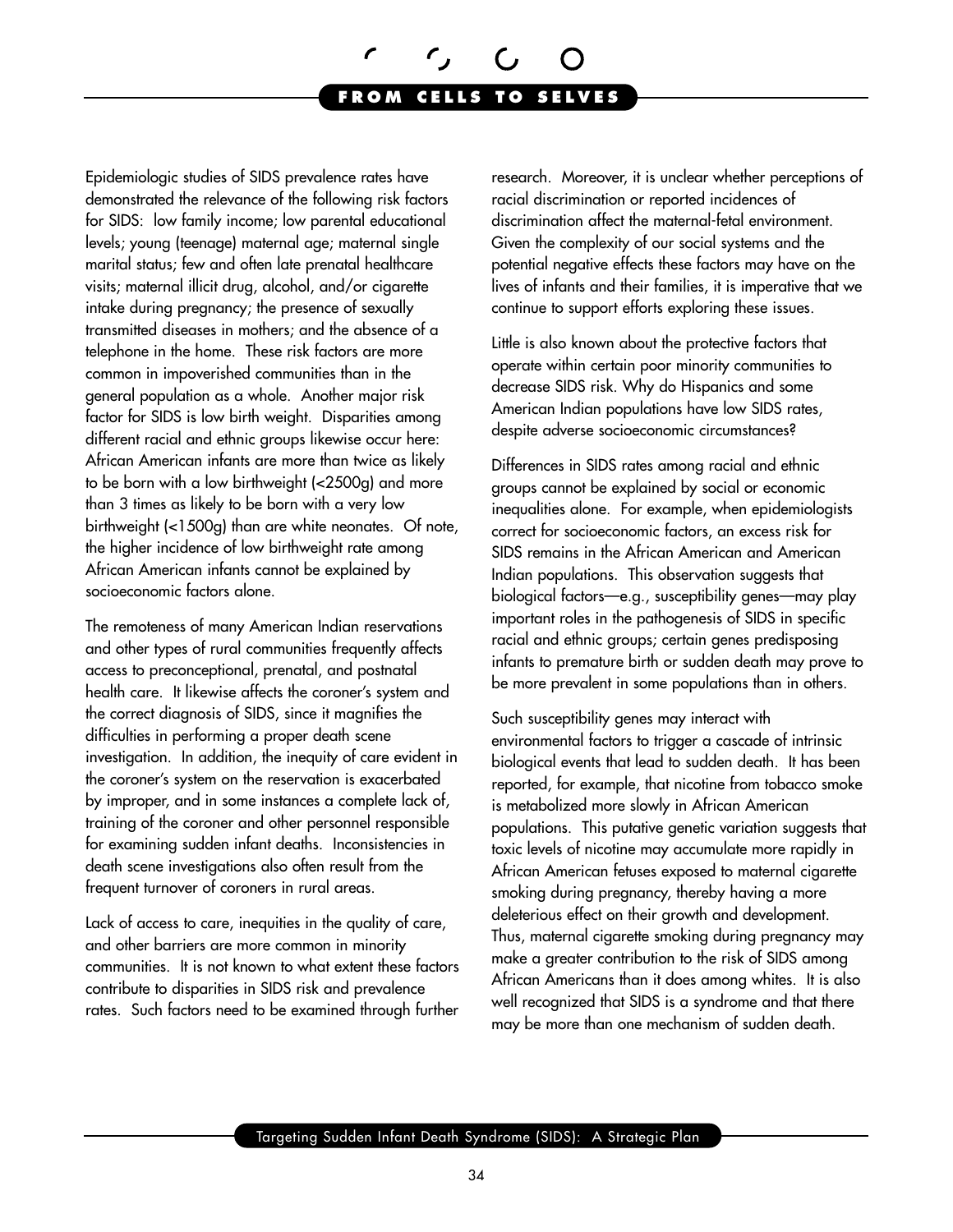Epidemiologic studies of SIDS prevalence rates have demonstrated the relevance of the following risk factors for SIDS: low family income; low parental educational levels; young (teenage) maternal age; maternal single marital status; few and often late prenatal healthcare visits; maternal illicit drug, alcohol, and/or cigarette intake during pregnancy; the presence of sexually transmitted diseases in mothers; and the absence of a telephone in the home. These risk factors are more common in impoverished communities than in the general population as a whole. Another major risk factor for SIDS is low birth weight. Disparities among different racial and ethnic groups likewise occur here: African American infants are more than twice as likely to be born with a low birthweight (<2500g) and more than 3 times as likely to be born with a very low birthweight (<1500g) than are white neonates. Of note, the higher incidence of low birthweight rate among African American infants cannot be explained by socioeconomic factors alone.

The remoteness of many American Indian reservations and other types of rural communities frequently affects access to preconceptional, prenatal, and postnatal health care. It likewise affects the coroner's system and the correct diagnosis of SIDS, since it magnifies the difficulties in performing a proper death scene investigation. In addition, the inequity of care evident in the coroner's system on the reservation is exacerbated by improper, and in some instances a complete lack of, training of the coroner and other personnel responsible for examining sudden infant deaths. Inconsistencies in death scene investigations also often result from the frequent turnover of coroners in rural areas.

Lack of access to care, inequities in the quality of care, and other barriers are more common in minority communities. It is not known to what extent these factors contribute to disparities in SIDS risk and prevalence rates. Such factors need to be examined through further research. Moreover, it is unclear whether perceptions of racial discrimination or reported incidences of discrimination affect the maternal-fetal environment. Given the complexity of our social systems and the potential negative effects these factors may have on the lives of infants and their families, it is imperative that we continue to support efforts exploring these issues.

Little is also known about the protective factors that operate within certain poor minority communities to decrease SIDS risk. Why do Hispanics and some American Indian populations have low SIDS rates, despite adverse socioeconomic circumstances?

Differences in SIDS rates among racial and ethnic groups cannot be explained by social or economic inequalities alone. For example, when epidemiologists correct for socioeconomic factors, an excess risk for SIDS remains in the African American and American Indian populations. This observation suggests that biological factors—e.g., susceptibility genes—may play important roles in the pathogenesis of SIDS in specific racial and ethnic groups; certain genes predisposing infants to premature birth or sudden death may prove to be more prevalent in some populations than in others.

Such susceptibility genes may interact with environmental factors to trigger a cascade of intrinsic biological events that lead to sudden death. It has been reported, for example, that nicotine from tobacco smoke is metabolized more slowly in African American populations. This putative genetic variation suggests that toxic levels of nicotine may accumulate more rapidly in African American fetuses exposed to maternal cigarette smoking during pregnancy, thereby having a more deleterious effect on their growth and development. Thus, maternal cigarette smoking during pregnancy may make a greater contribution to the risk of SIDS among African Americans than it does among whites. It is also well recognized that SIDS is a syndrome and that there may be more than one mechanism of sudden death.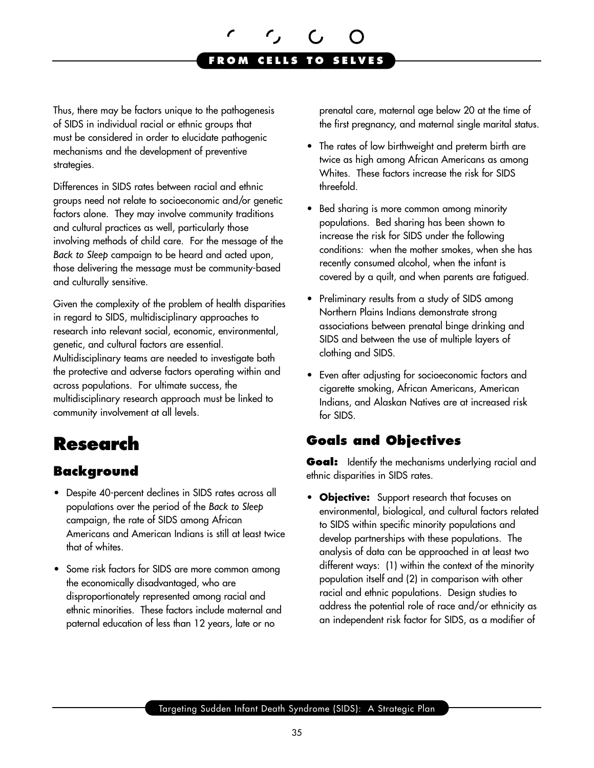Thus, there may be factors unique to the pathogenesis of SIDS in individual racial or ethnic groups that must be considered in order to elucidate pathogenic mechanisms and the development of preventive strategies.

Differences in SIDS rates between racial and ethnic groups need not relate to socioeconomic and/or genetic factors alone. They may involve community traditions and cultural practices as well, particularly those involving methods of child care. For the message of the *Back to Sleep* campaign to be heard and acted upon, those delivering the message must be community-based and culturally sensitive.

Given the complexity of the problem of health disparities in regard to SIDS, multidisciplinary approaches to research into relevant social, economic, environmental, genetic, and cultural factors are essential. Multidisciplinary teams are needed to investigate both the protective and adverse factors operating within and across populations. For ultimate success, the multidisciplinary research approach must be linked to community involvement at all levels.

# Research

## Background

- Despite 40-percent declines in SIDS rates across all populations over the period of the *Back to Sleep* campaign, the rate of SIDS among African Americans and American Indians is still at least twice that of whites.
- Some risk factors for SIDS are more common among the economically disadvantaged, who are disproportionately represented among racial and ethnic minorities. These factors include maternal and paternal education of less than 12 years, late or no prenatal care, maternal age below 20 at the time of the first pregnancy, and maternal single marital status.
- The rates of low birthweight and preterm birth are twice as high among African Americans as among Whites. These factors increase the risk for SIDS threefold.
- Bed sharing is more common among minority populations. Bed sharing has been shown to increase the risk for SIDS under the following conditions: when the mother smokes, when she has recently consumed alcohol, when the infant is covered by a quilt, and when parents are fatigued.
- Preliminary results from a study of SIDS among Northern Plains Indians demonstrate strong associations between prenatal binge drinking and SIDS and between the use of multiple layers of clothing and SIDS.
- Even after adjusting for socioeconomic factors and cigarette smoking, African Americans, American Indians, and Alaskan Natives are at increased risk for SIDS.

## Goals and Objectives

**Goal:** Identify the mechanisms underlying racial and ethnic disparities in SIDS rates.

- **Objective:** Support research that focuses on environmental, biological, and cultural factors related to SIDS within specific minority populations and develop partnerships with these populations. The analysis of data can be approached in at least two different ways: (1) within the context of the minority population itself and (2) in comparison with other racial and ethnic populations. Design studies to address the potential role of race and/or ethnicity as an independent risk factor for SIDS, as a modifier of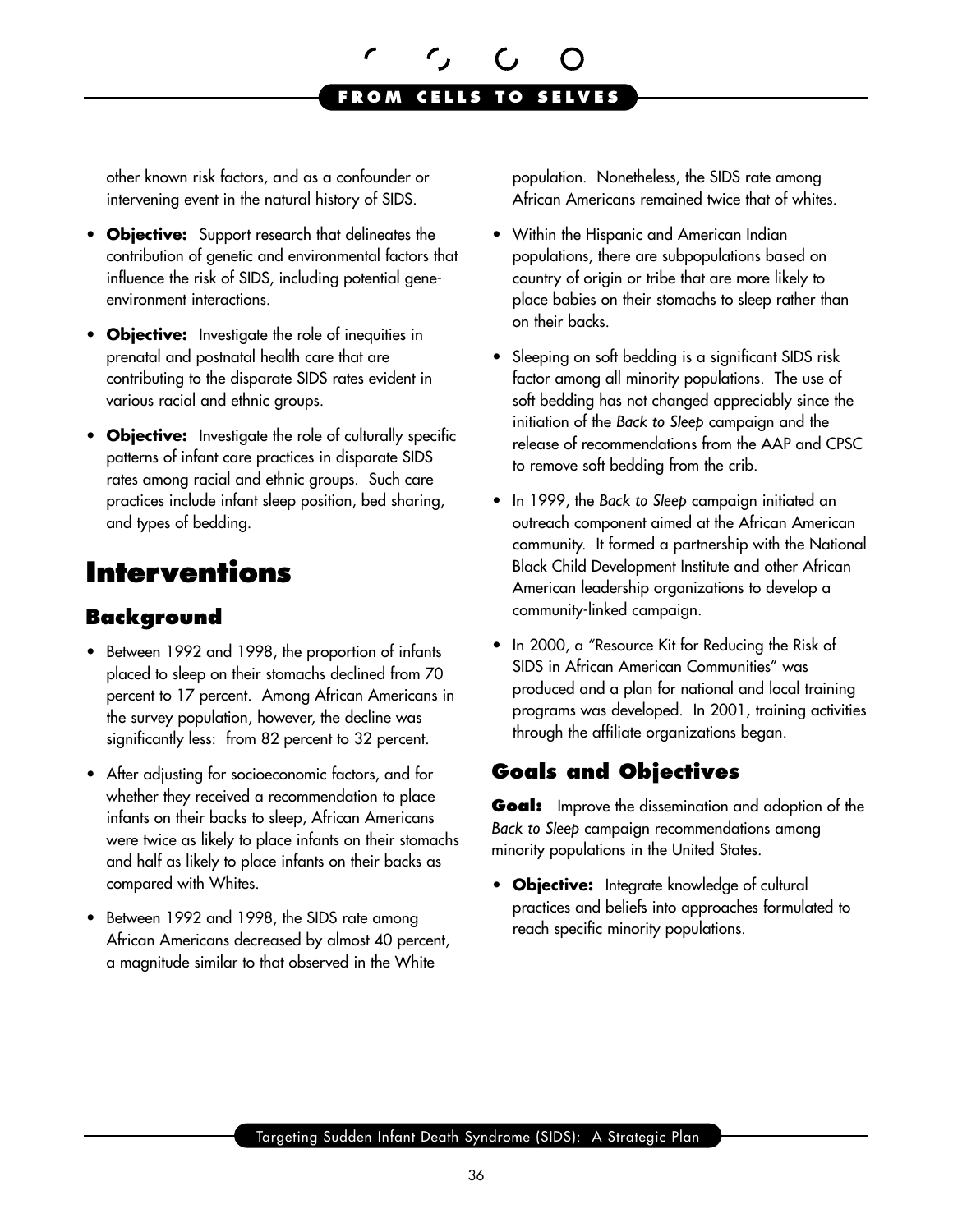other known risk factors, and as a confounder or intervening event in the natural history of SIDS.

- **Objective:** Support research that delineates the contribution of genetic and environmental factors that influence the risk of SIDS, including potential gene-environment interactions.
- **Objective:** Investigate the role of inequities in prenatal and postnatal health care that are contributing to the disparate SIDS rates evident in various racial and ethnic groups.
- **Objective:** Investigate the role of culturally specific patterns of infant care practices in disparate SIDS rates among racial and ethnic groups. Such care practices include infant sleep position, bed sharing, and types of bedding.

# Interventions

## Background

- Between 1992 and 1998, the proportion of infants placed to sleep on their stomachs declined from 70 percent to 17 percent. Among African Americans in the survey population, however, the decline was significantly less: from 82 percent to 32 percent.
- After adjusting for socioeconomic factors, and for whether they received a recommendation to place infants on their backs to sleep, African Americans were twice as likely to place infants on their stomachs and half as likely to place infants on their backs as compared with Whites.
- Between 1992 and 1998, the SIDS rate among African Americans decreased by almost 40 percent, a magnitude similar to that observed in the White population. Nonetheless, the SIDS rate among African Americans remained twice that of whites.
- Within the Hispanic and American Indian populations, there are subpopulations based on country of origin or tribe that are more likely to place babies on their stomachs to sleep rather than on their backs.
- Sleeping on soft bedding is a significant SIDS risk factor among all minority populations. The use of soft bedding has not changed appreciably since the initiation of the *Back to Sleep* campaign and the release of recommendations from the AAP and CPSC to remove soft bedding from the crib.
- In 1999, the *Back to Sleep* campaign initiated an outreach component aimed at the African American community. It formed a partnership with the National Black Child Development Institute and other African American leadership organizations to develop a community-linked campaign.
- In 2000, a "Resource Kit for Reducing the Risk of SIDS in African American Communities" was produced and a plan for national and local training programs was developed. In 2001, training activities through the affiliate organizations began.

## Goals and Objectives

**Goal:** Improve the dissemination and adoption of the *Back to Sleep* campaign recommendations among minority populations in the United States.

- **Objective:** Integrate knowledge of cultural practices and beliefs into approaches formulated to reach specific minority populations.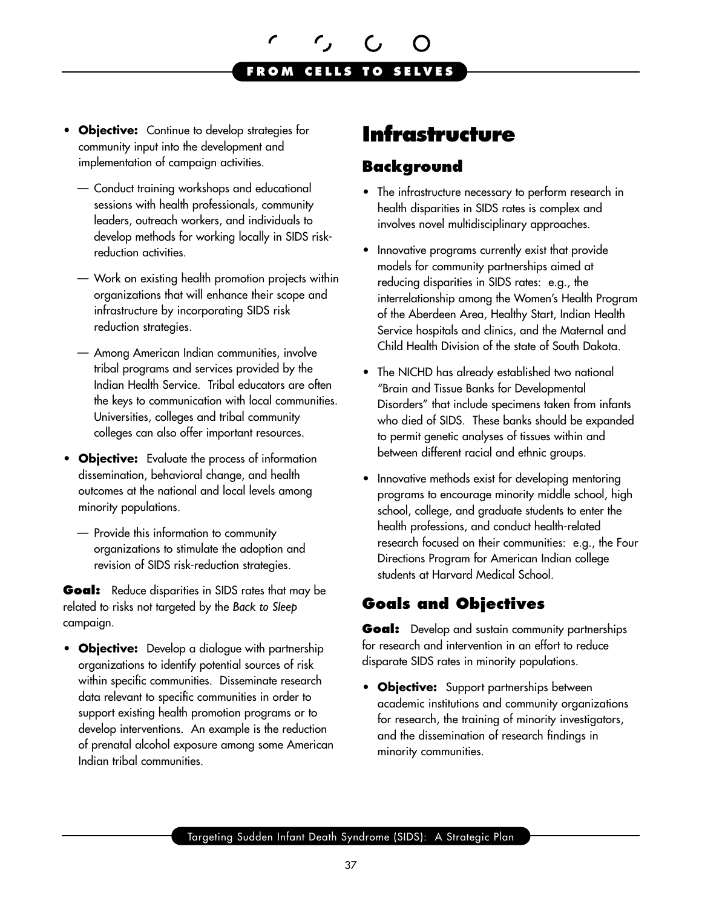- **Objective:** Continue to develop strategies for community input into the development and implementation of campaign activities.

  — Conduct training workshops and educational sessions with health professionals, community leaders, outreach workers, and individuals to develop methods for working locally in SIDS risk-reduction activities.

  — Work on existing health promotion projects within organizations that will enhance their scope and infrastructure by incorporating SIDS risk reduction strategies.

  — Among American Indian communities, involve tribal programs and services provided by the Indian Health Service. Tribal educators are often the keys to communication with local communities. Universities, colleges and tribal community colleges can also offer important resources.

- **Objective:** Evaluate the process of information dissemination, behavioral change, and health outcomes at the national and local levels among minority populations.

  — Provide this information to community organizations to stimulate the adoption and revision of SIDS risk-reduction strategies.

**Goal:** Reduce disparities in SIDS rates that may be related to risks not targeted by the *Back to Sleep* campaign.

- **Objective:** Develop a dialogue with partnership organizations to identify potential sources of risk within specific communities. Disseminate research data relevant to specific communities in order to support existing health promotion programs or to develop interventions. An example is the reduction of prenatal alcohol exposure among some American Indian tribal communities.

# Infrastructure

## Background

- The infrastructure necessary to perform research in health disparities in SIDS rates is complex and involves novel multidisciplinary approaches.

- Innovative programs currently exist that provide models for community partnerships aimed at reducing disparities in SIDS rates: e.g., the interrelationship among the Women's Health Program of the Aberdeen Area, Healthy Start, Indian Health Service hospitals and clinics, and the Maternal and Child Health Division of the state of South Dakota.

- The NICHD has already established two national "Brain and Tissue Banks for Developmental Disorders" that include specimens taken from infants who died of SIDS. These banks should be expanded to permit genetic analyses of tissues within and between different racial and ethnic groups.

- Innovative methods exist for developing mentoring programs to encourage minority middle school, high school, college, and graduate students to enter the health professions, and conduct health-related research focused on their communities: e.g., the Four Directions Program for American Indian college students at Harvard Medical School.

## Goals and Objectives

**Goal:** Develop and sustain community partnerships for research and intervention in an effort to reduce disparate SIDS rates in minority populations.

- **Objective:** Support partnerships between academic institutions and community organizations for research, the training of minority investigators, and the dissemination of research findings in minority communities.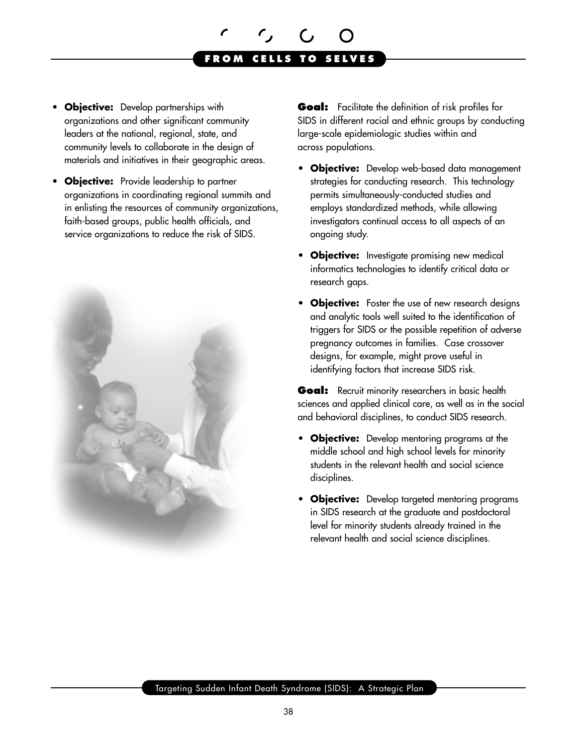- **Objective:** Develop partnerships with organizations and other significant community leaders at the national, regional, state, and community levels to collaborate in the design of materials and initiatives in their geographic areas.
- **Objective:** Provide leadership to partner organizations in coordinating regional summits and in enlisting the resources of community organizations, faith-based groups, public health officials, and service organizations to reduce the risk of SIDS.

**Goal:** Facilitate the definition of risk profiles for SIDS in different racial and ethnic groups by conducting large-scale epidemiologic studies within and across populations.

- **Objective:** Develop web-based data management strategies for conducting research. This technology permits simultaneously-conducted studies and employs standardized methods, while allowing investigators continual access to all aspects of an ongoing study.
- **Objective:** Investigate promising new medical informatics technologies to identify critical data or research gaps.
- **Objective:** Foster the use of new research designs and analytic tools well suited to the identification of triggers for SIDS or the possible repetition of adverse pregnancy outcomes in families. Case crossover designs, for example, might prove useful in identifying factors that increase SIDS risk.

**Goal:** Recruit minority researchers in basic health sciences and applied clinical care, as well as in the social and behavioral disciplines, to conduct SIDS research.

- **Objective:** Develop mentoring programs at the middle school and high school levels for minority students in the relevant health and social science disciplines.
- **Objective:** Develop targeted mentoring programs in SIDS research at the graduate and postdoctoral level for minority students already trained in the relevant health and social science disciplines.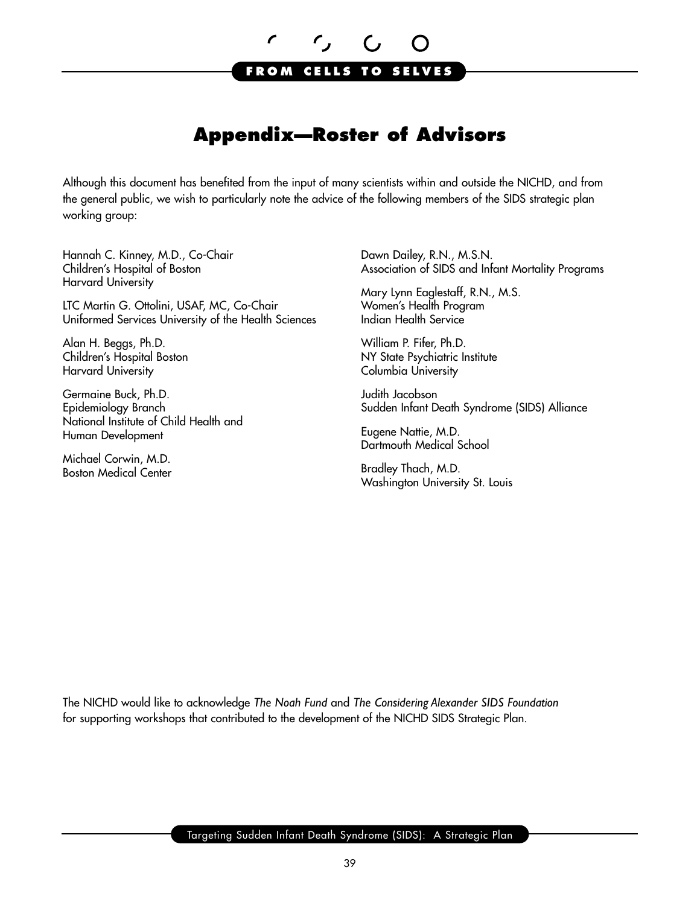# Appendix—Roster of Advisors

Although this document has benefited from the input of many scientists within and outside the NICHD, and from the general public, we wish to particularly note the advice of the following members of the SIDS strategic plan working group:

Hannah C. Kinney, M.D., Co-Chair
Children's Hospital of Boston
Harvard University

LTC Martin G. Ottolini, USAF, MC, Co-Chair
Uniformed Services University of the Health Sciences

Alan H. Beggs, Ph.D.
Children's Hospital Boston
Harvard University

Germaine Buck, Ph.D.
Epidemiology Branch
National Institute of Child Health and Human Development

Michael Corwin, M.D.
Boston Medical Center

Dawn Dailey, R.N., M.S.N.
Association of SIDS and Infant Mortality Programs

Mary Lynn Eaglestaff, R.N., M.S.
Women's Health Program
Indian Health Service

William P. Fifer, Ph.D.
NY State Psychiatric Institute
Columbia University

Judith Jacobson
Sudden Infant Death Syndrome (SIDS) Alliance

Eugene Nattie, M.D.
Dartmouth Medical School

Bradley Thach, M.D.
Washington University St. Louis

The NICHD would like to acknowledge *The Noah Fund* and *The Considering Alexander SIDS Foundation* for supporting workshops that contributed to the development of the NICHD SIDS Strategic Plan.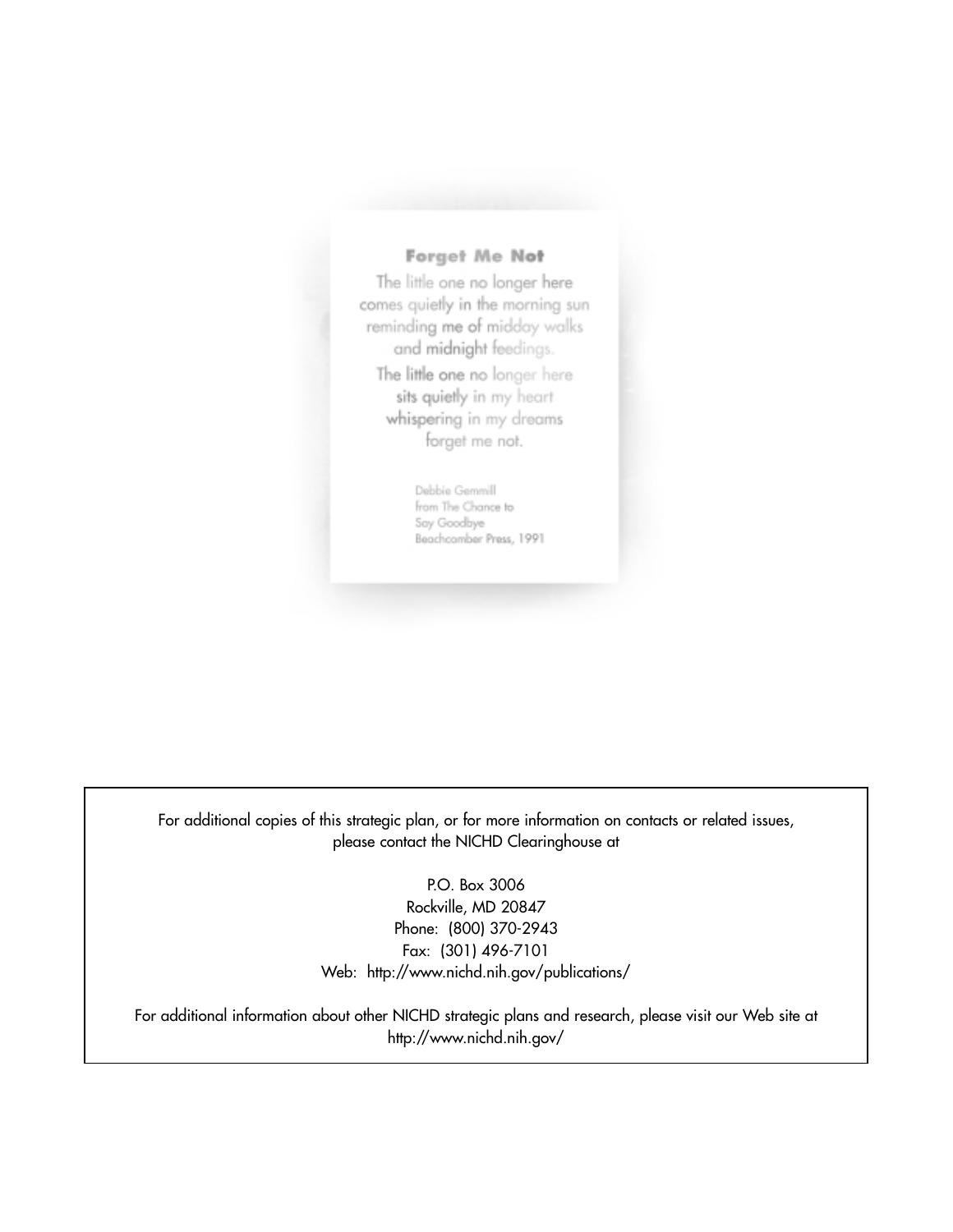**Forget Me Not**

The little one no longer here
comes quietly in the morning sun
reminding me of midday walks
and midnight feedings.
The little one no longer here
sits quietly in my heart
whispering in my dreams
forget me not.

Debbie Gemmill
from The Chance to
Say Goodbye
Beachcomber Press, 1991

For additional copies of this strategic plan, or for more information on contacts or related issues, please contact the NICHD Clearinghouse at

P.O. Box 3006
Rockville, MD 20847
Phone: (800) 370-2943
Fax: (301) 496-7101
Web: http://www.nichd.nih.gov/publications/

For additional information about other NICHD strategic plans and research, please visit our Web site at http://www.nichd.nih.gov/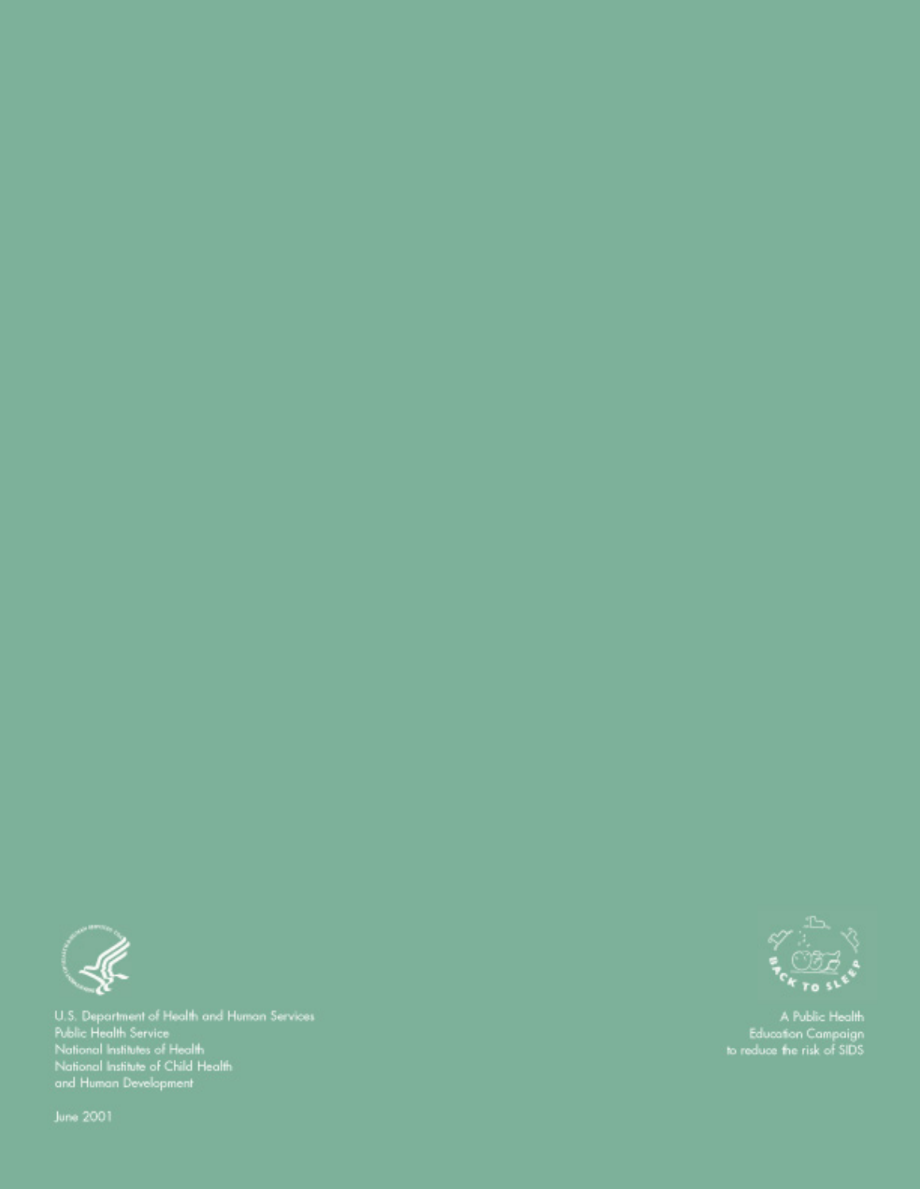U.S. Department of Health and Human Services
Public Health Service
National Institutes of Health
National Institute of Child Health
and Human Development

June 2001

A Public Health
Education Campaign
to reduce the risk of SIDS